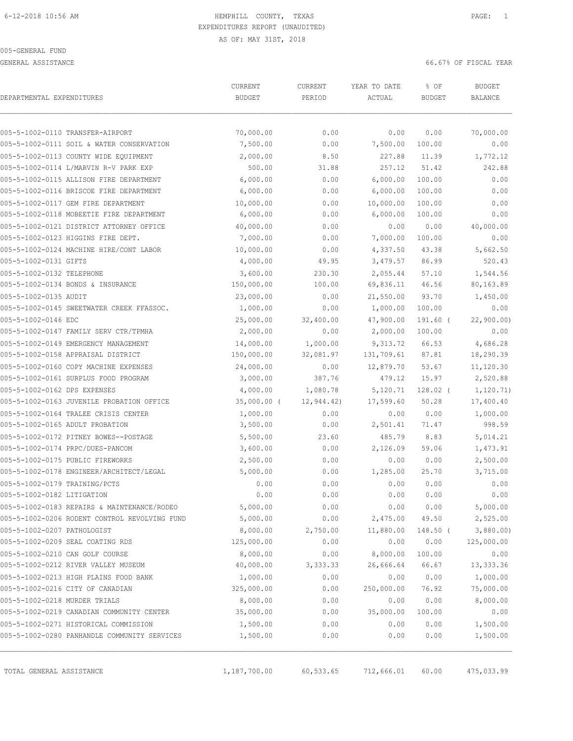6-12-2018 10:56 AM HEMPHILL COUNTY, TEXAS

EXPENDITURES REPORT (UNAUDITED)

AS OF: MAY 31ST, 2018

005-GENERAL FUND

GENERAL ASSISTANCE 66.67% OF FISCAL YEAR

| DEPARTMENTAL EXPENDITURES | CURRENT BUDGET | CURRENT PERIOD | YEAR TO DATE ACTUAL | % OF BUDGET | BUDGET BALANCE |
|---|---|---|---|---|---|
| 005-5-1002-0110 TRANSFER-AIRPORT | 70,000.00 | 0.00 | 0.00 | 0.00 | 70,000.00 |
| 005-5-1002-0111 SOIL & WATER CONSERVATION | 7,500.00 | 0.00 | 7,500.00 | 100.00 | 0.00 |
| 005-5-1002-0113 COUNTY WIDE EQUIPMENT | 2,000.00 | 8.50 | 227.88 | 11.39 | 1,772.12 |
| 005-5-1002-0114 L/MARVIN R-V PARK EXP | 500.00 | 31.88 | 257.12 | 51.42 | 242.88 |
| 005-5-1002-0115 ALLISON FIRE DEPARTMENT | 6,000.00 | 0.00 | 6,000.00 | 100.00 | 0.00 |
| 005-5-1002-0116 BRISCOE FIRE DEPARTMENT | 6,000.00 | 0.00 | 6,000.00 | 100.00 | 0.00 |
| 005-5-1002-0117 GEM FIRE DEPARTMENT | 10,000.00 | 0.00 | 10,000.00 | 100.00 | 0.00 |
| 005-5-1002-0118 MOBEETIE FIRE DEPARTMENT | 6,000.00 | 0.00 | 6,000.00 | 100.00 | 0.00 |
| 005-5-1002-0121 DISTRICT ATTORNEY OFFICE | 40,000.00 | 0.00 | 0.00 | 0.00 | 40,000.00 |
| 005-5-1002-0123 HIGGINS FIRE DEPT. | 7,000.00 | 0.00 | 7,000.00 | 100.00 | 0.00 |
| 005-5-1002-0124 MACHINE HIRE/CONT LABOR | 10,000.00 | 0.00 | 4,337.50 | 43.38 | 5,662.50 |
| 005-5-1002-0131 GIFTS | 4,000.00 | 49.95 | 3,479.57 | 86.99 | 520.43 |
| 005-5-1002-0132 TELEPHONE | 3,600.00 | 230.30 | 2,055.44 | 57.10 | 1,544.56 |
| 005-5-1002-0134 BONDS & INSURANCE | 150,000.00 | 100.00 | 69,836.11 | 46.56 | 80,163.89 |
| 005-5-1002-0135 AUDIT | 23,000.00 | 0.00 | 21,550.00 | 93.70 | 1,450.00 |
| 005-5-1002-0145 SWEETWATER CREEK FFASSOC. | 1,000.00 | 0.00 | 1,000.00 | 100.00 | 0.00 |
| 005-5-1002-0146 EDC | 25,000.00 | 32,400.00 | 47,900.00 | 191.60 | ( 22,900.00) |
| 005-5-1002-0147 FAMILY SERV CTR/TPMHA | 2,000.00 | 0.00 | 2,000.00 | 100.00 | 0.00 |
| 005-5-1002-0149 EMERGENCY MANAGEMENT | 14,000.00 | 1,000.00 | 9,313.72 | 66.53 | 4,686.28 |
| 005-5-1002-0158 APPRAISAL DISTRICT | 150,000.00 | 32,081.97 | 131,709.61 | 87.81 | 18,290.39 |
| 005-5-1002-0160 COPY MACHINE EXPENSES | 24,000.00 | 0.00 | 12,879.70 | 53.67 | 11,120.30 |
| 005-5-1002-0161 SURPLUS FOOD PROGRAM | 3,000.00 | 387.76 | 479.12 | 15.97 | 2,520.88 |
| 005-5-1002-0162 DPS EXPENSES | 4,000.00 | 1,080.78 | 5,120.71 | 128.02 | ( 1,120.71) |
| 005-5-1002-0163 JUVENILE PROBATION OFFICE | 35,000.00 | ( 12,944.42) | 17,599.60 | 50.28 | 17,400.40 |
| 005-5-1002-0164 TRALEE CRISIS CENTER | 1,000.00 | 0.00 | 0.00 | 0.00 | 1,000.00 |
| 005-5-1002-0165 ADULT PROBATION | 3,500.00 | 0.00 | 2,501.41 | 71.47 | 998.59 |
| 005-5-1002-0172 PITNEY BOWES--POSTAGE | 5,500.00 | 23.60 | 485.79 | 8.83 | 5,014.21 |
| 005-5-1002-0174 PRPC/DUES-PANCOM | 3,600.00 | 0.00 | 2,126.09 | 59.06 | 1,473.91 |
| 005-5-1002-0175 PUBLIC FIREWORKS | 2,500.00 | 0.00 | 0.00 | 0.00 | 2,500.00 |
| 005-5-1002-0178 ENGINEER/ARCHITECT/LEGAL | 5,000.00 | 0.00 | 1,285.00 | 25.70 | 3,715.00 |
| 005-5-1002-0179 TRAINING/PCTS | 0.00 | 0.00 | 0.00 | 0.00 | 0.00 |
| 005-5-1002-0182 LITIGATION | 0.00 | 0.00 | 0.00 | 0.00 | 0.00 |
| 005-5-1002-0183 REPAIRS & MAINTENANCE/RODEO | 5,000.00 | 0.00 | 0.00 | 0.00 | 5,000.00 |
| 005-5-1002-0206 RODENT CONTROL REVOLVING FUND | 5,000.00 | 0.00 | 2,475.00 | 49.50 | 2,525.00 |
| 005-5-1002-0207 PATHOLOGIST | 8,000.00 | 2,750.00 | 11,880.00 | 148.50 | ( 3,880.00) |
| 005-5-1002-0209 SEAL COATING RDS | 125,000.00 | 0.00 | 0.00 | 0.00 | 125,000.00 |
| 005-5-1002-0210 CAN GOLF COURSE | 8,000.00 | 0.00 | 8,000.00 | 100.00 | 0.00 |
| 005-5-1002-0212 RIVER VALLEY MUSEUM | 40,000.00 | 3,333.33 | 26,666.64 | 66.67 | 13,333.36 |
| 005-5-1002-0213 HIGH PLAINS FOOD BANK | 1,000.00 | 0.00 | 0.00 | 0.00 | 1,000.00 |
| 005-5-1002-0216 CITY OF CANADIAN | 325,000.00 | 0.00 | 250,000.00 | 76.92 | 75,000.00 |
| 005-5-1002-0218 MURDER TRIALS | 8,000.00 | 0.00 | 0.00 | 0.00 | 8,000.00 |
| 005-5-1002-0219 CANADIAN COMMUNITY CENTER | 35,000.00 | 0.00 | 35,000.00 | 100.00 | 0.00 |
| 005-5-1002-0271 HISTORICAL COMMISSION | 1,500.00 | 0.00 | 0.00 | 0.00 | 1,500.00 |
| 005-5-1002-0280 PANHANDLE COMMUNITY SERVICES | 1,500.00 | 0.00 | 0.00 | 0.00 | 1,500.00 |
| TOTAL GENERAL ASSISTANCE | 1,187,700.00 | 60,533.65 | 712,666.01 | 60.00 | 475,033.99 |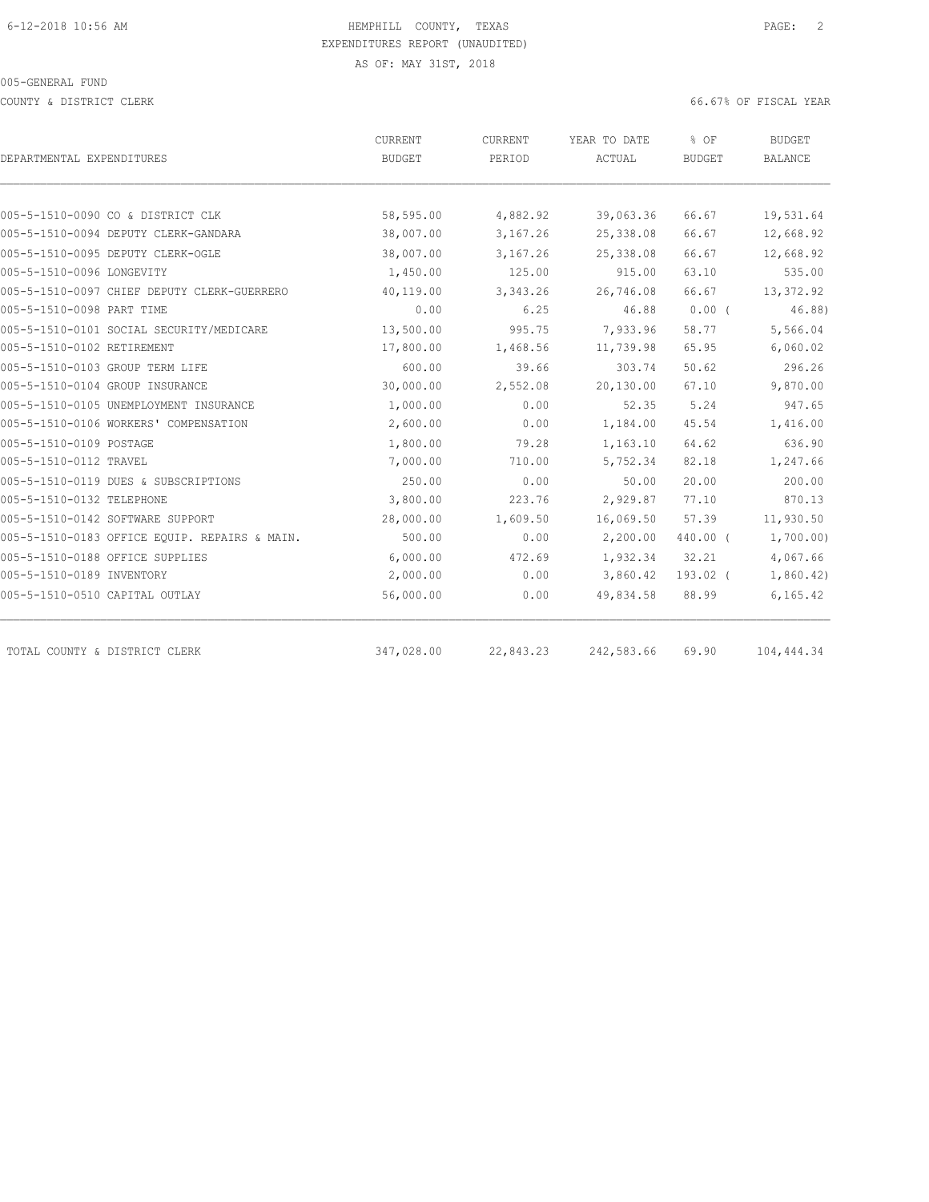HEMPHILL COUNTY, TEXAS
EXPENDITURES REPORT (UNAUDITED)
AS OF: MAY 31ST, 2018

005-GENERAL FUND

COUNTY & DISTRICT CLERK

66.67% OF FISCAL YEAR

| DEPARTMENTAL EXPENDITURES | CURRENT BUDGET | CURRENT PERIOD | YEAR TO DATE ACTUAL | % OF BUDGET | BUDGET BALANCE |
|---|---|---|---|---|---|
| 005-5-1510-0090 CO & DISTRICT CLK | 58,595.00 | 4,882.92 | 39,063.36 | 66.67 | 19,531.64 |
| 005-5-1510-0094 DEPUTY CLERK-GANDARA | 38,007.00 | 3,167.26 | 25,338.08 | 66.67 | 12,668.92 |
| 005-5-1510-0095 DEPUTY CLERK-OGLE | 38,007.00 | 3,167.26 | 25,338.08 | 66.67 | 12,668.92 |
| 005-5-1510-0096 LONGEVITY | 1,450.00 | 125.00 | 915.00 | 63.10 | 535.00 |
| 005-5-1510-0097 CHIEF DEPUTY CLERK-GUERRERO | 40,119.00 | 3,343.26 | 26,746.08 | 66.67 | 13,372.92 |
| 005-5-1510-0098 PART TIME | 0.00 | 6.25 | 46.88 | 0.00 ( | 46.88) |
| 005-5-1510-0101 SOCIAL SECURITY/MEDICARE | 13,500.00 | 995.75 | 7,933.96 | 58.77 | 5,566.04 |
| 005-5-1510-0102 RETIREMENT | 17,800.00 | 1,468.56 | 11,739.98 | 65.95 | 6,060.02 |
| 005-5-1510-0103 GROUP TERM LIFE | 600.00 | 39.66 | 303.74 | 50.62 | 296.26 |
| 005-5-1510-0104 GROUP INSURANCE | 30,000.00 | 2,552.08 | 20,130.00 | 67.10 | 9,870.00 |
| 005-5-1510-0105 UNEMPLOYMENT INSURANCE | 1,000.00 | 0.00 | 52.35 | 5.24 | 947.65 |
| 005-5-1510-0106 WORKERS' COMPENSATION | 2,600.00 | 0.00 | 1,184.00 | 45.54 | 1,416.00 |
| 005-5-1510-0109 POSTAGE | 1,800.00 | 79.28 | 1,163.10 | 64.62 | 636.90 |
| 005-5-1510-0112 TRAVEL | 7,000.00 | 710.00 | 5,752.34 | 82.18 | 1,247.66 |
| 005-5-1510-0119 DUES & SUBSCRIPTIONS | 250.00 | 0.00 | 50.00 | 20.00 | 200.00 |
| 005-5-1510-0132 TELEPHONE | 3,800.00 | 223.76 | 2,929.87 | 77.10 | 870.13 |
| 005-5-1510-0142 SOFTWARE SUPPORT | 28,000.00 | 1,609.50 | 16,069.50 | 57.39 | 11,930.50 |
| 005-5-1510-0183 OFFICE EQUIP. REPAIRS & MAIN. | 500.00 | 0.00 | 2,200.00 | 440.00 ( | 1,700.00) |
| 005-5-1510-0188 OFFICE SUPPLIES | 6,000.00 | 472.69 | 1,932.34 | 32.21 | 4,067.66 |
| 005-5-1510-0189 INVENTORY | 2,000.00 | 0.00 | 3,860.42 | 193.02 ( | 1,860.42) |
| 005-5-1510-0510 CAPITAL OUTLAY | 56,000.00 | 0.00 | 49,834.58 | 88.99 | 6,165.42 |
| TOTAL COUNTY & DISTRICT CLERK | 347,028.00 | 22,843.23 | 242,583.66 | 69.90 | 104,444.34 |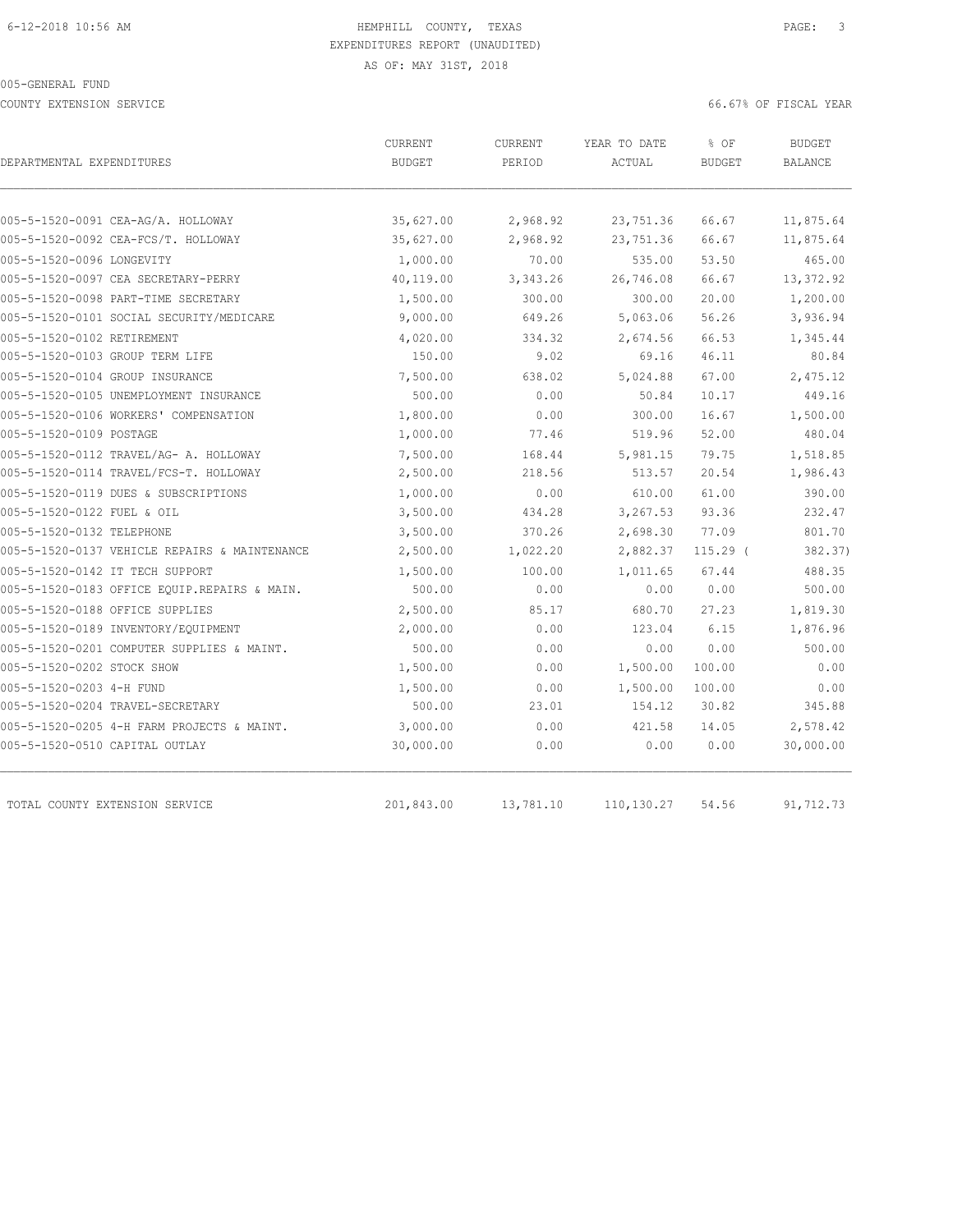HEMPHILL COUNTY, TEXAS
EXPENDITURES REPORT (UNAUDITED)
AS OF: MAY 31ST, 2018

005-GENERAL FUND

COUNTY EXTENSION SERVICE — 66.67% OF FISCAL YEAR

| DEPARTMENTAL EXPENDITURES | CURRENT BUDGET | CURRENT PERIOD | YEAR TO DATE ACTUAL | % OF BUDGET | BUDGET BALANCE |
|---|---|---|---|---|---|
| 005-5-1520-0091 CEA-AG/A. HOLLOWAY | 35,627.00 | 2,968.92 | 23,751.36 | 66.67 | 11,875.64 |
| 005-5-1520-0092 CEA-FCS/T. HOLLOWAY | 35,627.00 | 2,968.92 | 23,751.36 | 66.67 | 11,875.64 |
| 005-5-1520-0096 LONGEVITY | 1,000.00 | 70.00 | 535.00 | 53.50 | 465.00 |
| 005-5-1520-0097 CEA SECRETARY-PERRY | 40,119.00 | 3,343.26 | 26,746.08 | 66.67 | 13,372.92 |
| 005-5-1520-0098 PART-TIME SECRETARY | 1,500.00 | 300.00 | 300.00 | 20.00 | 1,200.00 |
| 005-5-1520-0101 SOCIAL SECURITY/MEDICARE | 9,000.00 | 649.26 | 5,063.06 | 56.26 | 3,936.94 |
| 005-5-1520-0102 RETIREMENT | 4,020.00 | 334.32 | 2,674.56 | 66.53 | 1,345.44 |
| 005-5-1520-0103 GROUP TERM LIFE | 150.00 | 9.02 | 69.16 | 46.11 | 80.84 |
| 005-5-1520-0104 GROUP INSURANCE | 7,500.00 | 638.02 | 5,024.88 | 67.00 | 2,475.12 |
| 005-5-1520-0105 UNEMPLOYMENT INSURANCE | 500.00 | 0.00 | 50.84 | 10.17 | 449.16 |
| 005-5-1520-0106 WORKERS' COMPENSATION | 1,800.00 | 0.00 | 300.00 | 16.67 | 1,500.00 |
| 005-5-1520-0109 POSTAGE | 1,000.00 | 77.46 | 519.96 | 52.00 | 480.04 |
| 005-5-1520-0112 TRAVEL/AG- A. HOLLOWAY | 7,500.00 | 168.44 | 5,981.15 | 79.75 | 1,518.85 |
| 005-5-1520-0114 TRAVEL/FCS-T. HOLLOWAY | 2,500.00 | 218.56 | 513.57 | 20.54 | 1,986.43 |
| 005-5-1520-0119 DUES & SUBSCRIPTIONS | 1,000.00 | 0.00 | 610.00 | 61.00 | 390.00 |
| 005-5-1520-0122 FUEL & OIL | 3,500.00 | 434.28 | 3,267.53 | 93.36 | 232.47 |
| 005-5-1520-0132 TELEPHONE | 3,500.00 | 370.26 | 2,698.30 | 77.09 | 801.70 |
| 005-5-1520-0137 VEHICLE REPAIRS & MAINTENANCE | 2,500.00 | 1,022.20 | 2,882.37 | 115.29 | ( 382.37) |
| 005-5-1520-0142 IT TECH SUPPORT | 1,500.00 | 100.00 | 1,011.65 | 67.44 | 488.35 |
| 005-5-1520-0183 OFFICE EQUIP.REPAIRS & MAIN. | 500.00 | 0.00 | 0.00 | 0.00 | 500.00 |
| 005-5-1520-0188 OFFICE SUPPLIES | 2,500.00 | 85.17 | 680.70 | 27.23 | 1,819.30 |
| 005-5-1520-0189 INVENTORY/EQUIPMENT | 2,000.00 | 0.00 | 123.04 | 6.15 | 1,876.96 |
| 005-5-1520-0201 COMPUTER SUPPLIES & MAINT. | 500.00 | 0.00 | 0.00 | 0.00 | 500.00 |
| 005-5-1520-0202 STOCK SHOW | 1,500.00 | 0.00 | 1,500.00 | 100.00 | 0.00 |
| 005-5-1520-0203 4-H FUND | 1,500.00 | 0.00 | 1,500.00 | 100.00 | 0.00 |
| 005-5-1520-0204 TRAVEL-SECRETARY | 500.00 | 23.01 | 154.12 | 30.82 | 345.88 |
| 005-5-1520-0205 4-H FARM PROJECTS & MAINT. | 3,000.00 | 0.00 | 421.58 | 14.05 | 2,578.42 |
| 005-5-1520-0510 CAPITAL OUTLAY | 30,000.00 | 0.00 | 0.00 | 0.00 | 30,000.00 |
| TOTAL COUNTY EXTENSION SERVICE | 201,843.00 | 13,781.10 | 110,130.27 | 54.56 | 91,712.73 |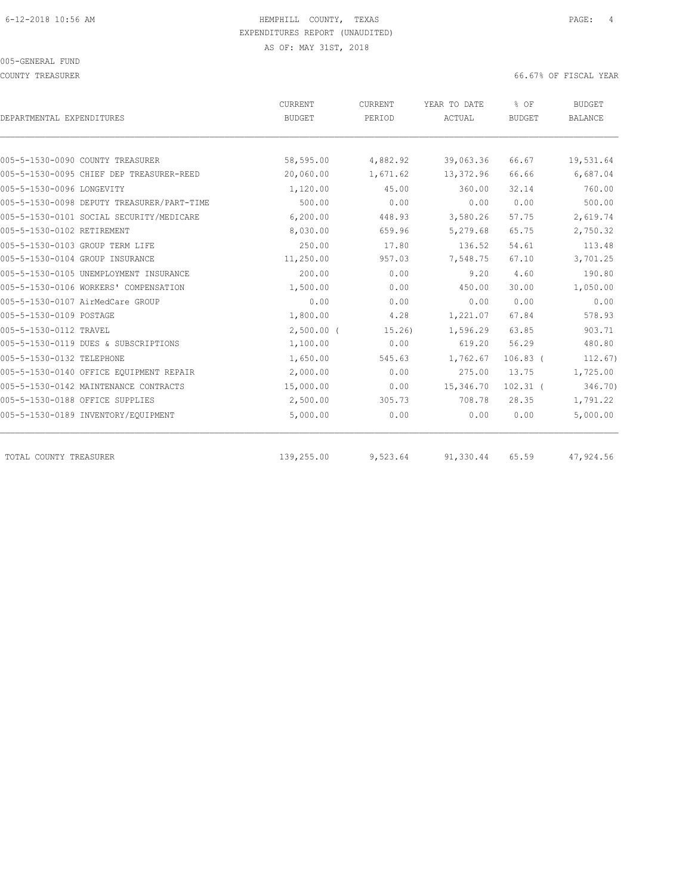6-12-2018 10:56 AM HEMPHILL COUNTY, TEXAS

EXPENDITURES REPORT (UNAUDITED)

AS OF: MAY 31ST, 2018

005-GENERAL FUND

COUNTY TREASURER 66.67% OF FISCAL YEAR

| DEPARTMENTAL EXPENDITURES | CURRENT BUDGET | CURRENT PERIOD | YEAR TO DATE ACTUAL | % OF BUDGET | BUDGET BALANCE |
|---|---|---|---|---|---|
| 005-5-1530-0090 COUNTY TREASURER | 58,595.00 | 4,882.92 | 39,063.36 | 66.67 | 19,531.64 |
| 005-5-1530-0095 CHIEF DEP TREASURER-REED | 20,060.00 | 1,671.62 | 13,372.96 | 66.66 | 6,687.04 |
| 005-5-1530-0096 LONGEVITY | 1,120.00 | 45.00 | 360.00 | 32.14 | 760.00 |
| 005-5-1530-0098 DEPUTY TREASURER/PART-TIME | 500.00 | 0.00 | 0.00 | 0.00 | 500.00 |
| 005-5-1530-0101 SOCIAL SECURITY/MEDICARE | 6,200.00 | 448.93 | 3,580.26 | 57.75 | 2,619.74 |
| 005-5-1530-0102 RETIREMENT | 8,030.00 | 659.96 | 5,279.68 | 65.75 | 2,750.32 |
| 005-5-1530-0103 GROUP TERM LIFE | 250.00 | 17.80 | 136.52 | 54.61 | 113.48 |
| 005-5-1530-0104 GROUP INSURANCE | 11,250.00 | 957.03 | 7,548.75 | 67.10 | 3,701.25 |
| 005-5-1530-0105 UNEMPLOYMENT INSURANCE | 200.00 | 0.00 | 9.20 | 4.60 | 190.80 |
| 005-5-1530-0106 WORKERS' COMPENSATION | 1,500.00 | 0.00 | 450.00 | 30.00 | 1,050.00 |
| 005-5-1530-0107 AirMedCare GROUP | 0.00 | 0.00 | 0.00 | 0.00 | 0.00 |
| 005-5-1530-0109 POSTAGE | 1,800.00 | 4.28 | 1,221.07 | 67.84 | 578.93 |
| 005-5-1530-0112 TRAVEL | 2,500.00 | ( 15.26) | 1,596.29 | 63.85 | 903.71 |
| 005-5-1530-0119 DUES & SUBSCRIPTIONS | 1,100.00 | 0.00 | 619.20 | 56.29 | 480.80 |
| 005-5-1530-0132 TELEPHONE | 1,650.00 | 545.63 | 1,762.67 | 106.83 | ( 112.67) |
| 005-5-1530-0140 OFFICE EQUIPMENT REPAIR | 2,000.00 | 0.00 | 275.00 | 13.75 | 1,725.00 |
| 005-5-1530-0142 MAINTENANCE CONTRACTS | 15,000.00 | 0.00 | 15,346.70 | 102.31 | ( 346.70) |
| 005-5-1530-0188 OFFICE SUPPLIES | 2,500.00 | 305.73 | 708.78 | 28.35 | 1,791.22 |
| 005-5-1530-0189 INVENTORY/EQUIPMENT | 5,000.00 | 0.00 | 0.00 | 0.00 | 5,000.00 |
| TOTAL COUNTY TREASURER | 139,255.00 | 9,523.64 | 91,330.44 | 65.59 | 47,924.56 |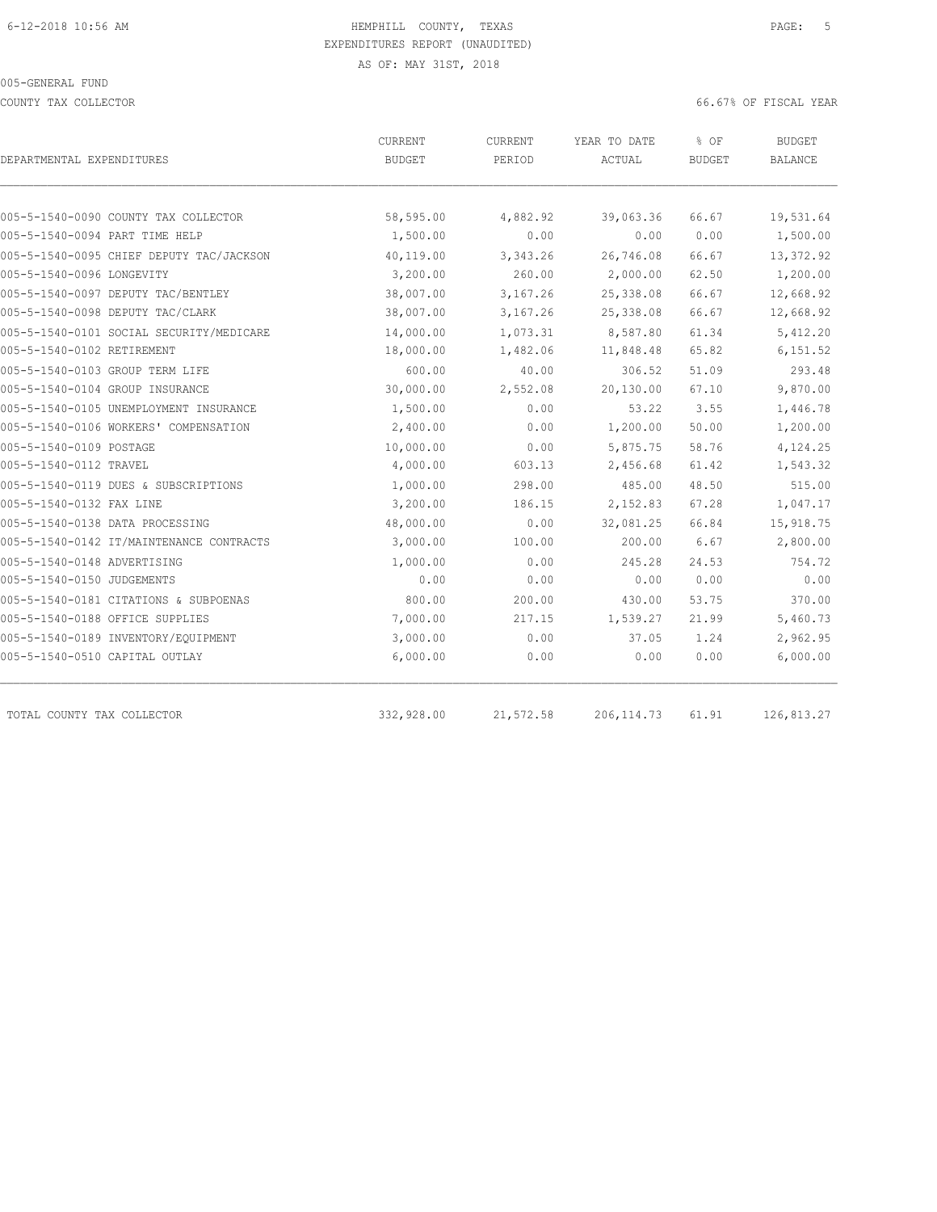HEMPHILL COUNTY, TEXAS
EXPENDITURES REPORT (UNAUDITED)
AS OF: MAY 31ST, 2018

005-GENERAL FUND

COUNTY TAX COLLECTOR — 66.67% OF FISCAL YEAR

| DEPARTMENTAL EXPENDITURES | CURRENT BUDGET | CURRENT PERIOD | YEAR TO DATE ACTUAL | % OF BUDGET | BUDGET BALANCE |
|---|---|---|---|---|---|
| 005-5-1540-0090 COUNTY TAX COLLECTOR | 58,595.00 | 4,882.92 | 39,063.36 | 66.67 | 19,531.64 |
| 005-5-1540-0094 PART TIME HELP | 1,500.00 | 0.00 | 0.00 | 0.00 | 1,500.00 |
| 005-5-1540-0095 CHIEF DEPUTY TAC/JACKSON | 40,119.00 | 3,343.26 | 26,746.08 | 66.67 | 13,372.92 |
| 005-5-1540-0096 LONGEVITY | 3,200.00 | 260.00 | 2,000.00 | 62.50 | 1,200.00 |
| 005-5-1540-0097 DEPUTY TAC/BENTLEY | 38,007.00 | 3,167.26 | 25,338.08 | 66.67 | 12,668.92 |
| 005-5-1540-0098 DEPUTY TAC/CLARK | 38,007.00 | 3,167.26 | 25,338.08 | 66.67 | 12,668.92 |
| 005-5-1540-0101 SOCIAL SECURITY/MEDICARE | 14,000.00 | 1,073.31 | 8,587.80 | 61.34 | 5,412.20 |
| 005-5-1540-0102 RETIREMENT | 18,000.00 | 1,482.06 | 11,848.48 | 65.82 | 6,151.52 |
| 005-5-1540-0103 GROUP TERM LIFE | 600.00 | 40.00 | 306.52 | 51.09 | 293.48 |
| 005-5-1540-0104 GROUP INSURANCE | 30,000.00 | 2,552.08 | 20,130.00 | 67.10 | 9,870.00 |
| 005-5-1540-0105 UNEMPLOYMENT INSURANCE | 1,500.00 | 0.00 | 53.22 | 3.55 | 1,446.78 |
| 005-5-1540-0106 WORKERS' COMPENSATION | 2,400.00 | 0.00 | 1,200.00 | 50.00 | 1,200.00 |
| 005-5-1540-0109 POSTAGE | 10,000.00 | 0.00 | 5,875.75 | 58.76 | 4,124.25 |
| 005-5-1540-0112 TRAVEL | 4,000.00 | 603.13 | 2,456.68 | 61.42 | 1,543.32 |
| 005-5-1540-0119 DUES & SUBSCRIPTIONS | 1,000.00 | 298.00 | 485.00 | 48.50 | 515.00 |
| 005-5-1540-0132 FAX LINE | 3,200.00 | 186.15 | 2,152.83 | 67.28 | 1,047.17 |
| 005-5-1540-0138 DATA PROCESSING | 48,000.00 | 0.00 | 32,081.25 | 66.84 | 15,918.75 |
| 005-5-1540-0142 IT/MAINTENANCE CONTRACTS | 3,000.00 | 100.00 | 200.00 | 6.67 | 2,800.00 |
| 005-5-1540-0148 ADVERTISING | 1,000.00 | 0.00 | 245.28 | 24.53 | 754.72 |
| 005-5-1540-0150 JUDGEMENTS | 0.00 | 0.00 | 0.00 | 0.00 | 0.00 |
| 005-5-1540-0181 CITATIONS & SUBPOENAS | 800.00 | 200.00 | 430.00 | 53.75 | 370.00 |
| 005-5-1540-0188 OFFICE SUPPLIES | 7,000.00 | 217.15 | 1,539.27 | 21.99 | 5,460.73 |
| 005-5-1540-0189 INVENTORY/EQUIPMENT | 3,000.00 | 0.00 | 37.05 | 1.24 | 2,962.95 |
| 005-5-1540-0510 CAPITAL OUTLAY | 6,000.00 | 0.00 | 0.00 | 0.00 | 6,000.00 |
| TOTAL COUNTY TAX COLLECTOR | 332,928.00 | 21,572.58 | 206,114.73 | 61.91 | 126,813.27 |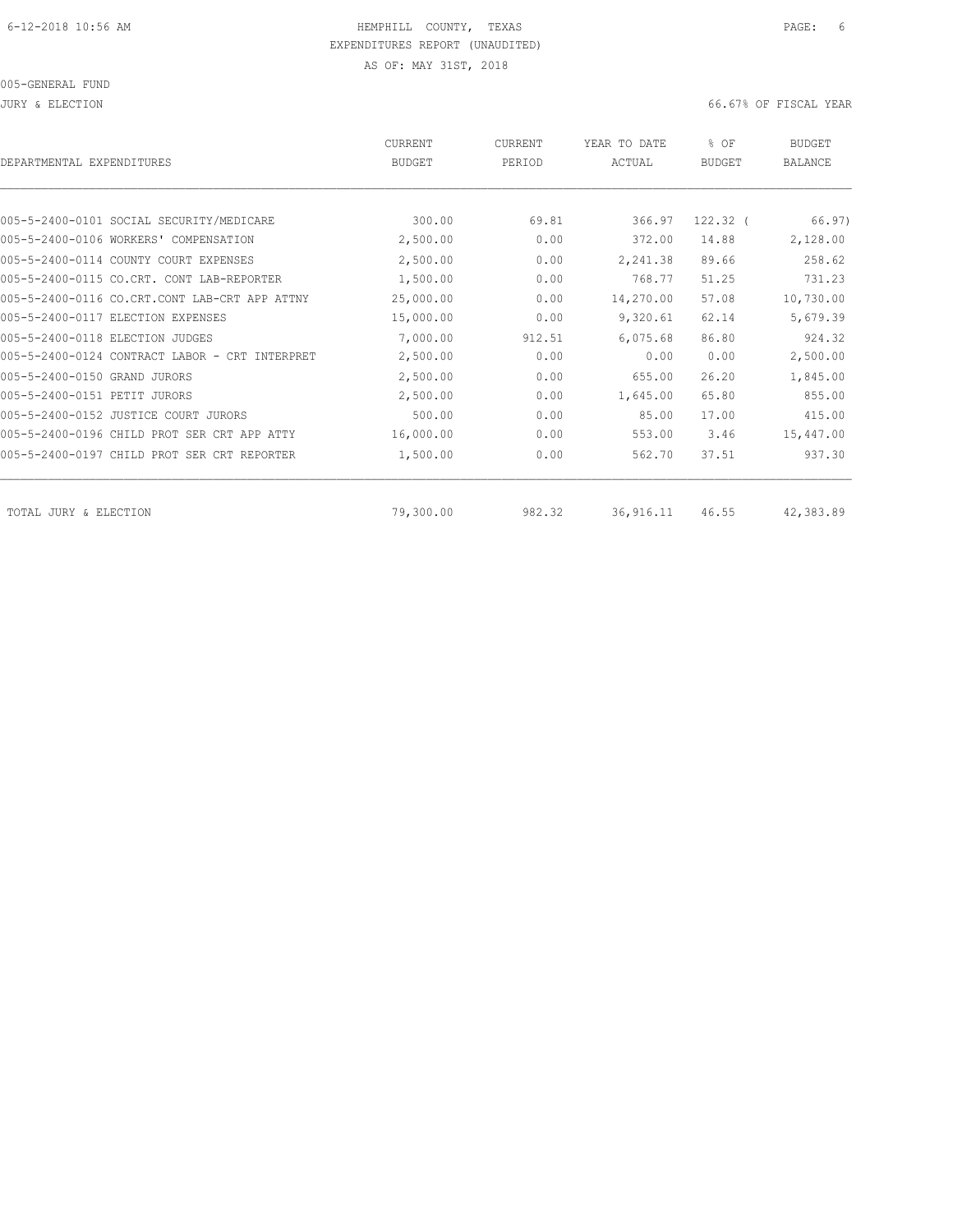HEMPHILL COUNTY, TEXAS
EXPENDITURES REPORT (UNAUDITED)
AS OF: MAY 31ST, 2018

005-GENERAL FUND

JURY & ELECTION — 66.67% OF FISCAL YEAR

| DEPARTMENTAL EXPENDITURES | CURRENT BUDGET | CURRENT PERIOD | YEAR TO DATE ACTUAL | % OF BUDGET | BUDGET BALANCE |
|---|---|---|---|---|---|
| 005-5-2400-0101 SOCIAL SECURITY/MEDICARE | 300.00 | 69.81 | 366.97 | 122.32 | ( 66.97) |
| 005-5-2400-0106 WORKERS' COMPENSATION | 2,500.00 | 0.00 | 372.00 | 14.88 | 2,128.00 |
| 005-5-2400-0114 COUNTY COURT EXPENSES | 2,500.00 | 0.00 | 2,241.38 | 89.66 | 258.62 |
| 005-5-2400-0115 CO.CRT. CONT LAB-REPORTER | 1,500.00 | 0.00 | 768.77 | 51.25 | 731.23 |
| 005-5-2400-0116 CO.CRT.CONT LAB-CRT APP ATTNY | 25,000.00 | 0.00 | 14,270.00 | 57.08 | 10,730.00 |
| 005-5-2400-0117 ELECTION EXPENSES | 15,000.00 | 0.00 | 9,320.61 | 62.14 | 5,679.39 |
| 005-5-2400-0118 ELECTION JUDGES | 7,000.00 | 912.51 | 6,075.68 | 86.80 | 924.32 |
| 005-5-2400-0124 CONTRACT LABOR - CRT INTERPRET | 2,500.00 | 0.00 | 0.00 | 0.00 | 2,500.00 |
| 005-5-2400-0150 GRAND JURORS | 2,500.00 | 0.00 | 655.00 | 26.20 | 1,845.00 |
| 005-5-2400-0151 PETIT JURORS | 2,500.00 | 0.00 | 1,645.00 | 65.80 | 855.00 |
| 005-5-2400-0152 JUSTICE COURT JURORS | 500.00 | 0.00 | 85.00 | 17.00 | 415.00 |
| 005-5-2400-0196 CHILD PROT SER CRT APP ATTY | 16,000.00 | 0.00 | 553.00 | 3.46 | 15,447.00 |
| 005-5-2400-0197 CHILD PROT SER CRT REPORTER | 1,500.00 | 0.00 | 562.70 | 37.51 | 937.30 |
| TOTAL JURY & ELECTION | 79,300.00 | 982.32 | 36,916.11 | 46.55 | 42,383.89 |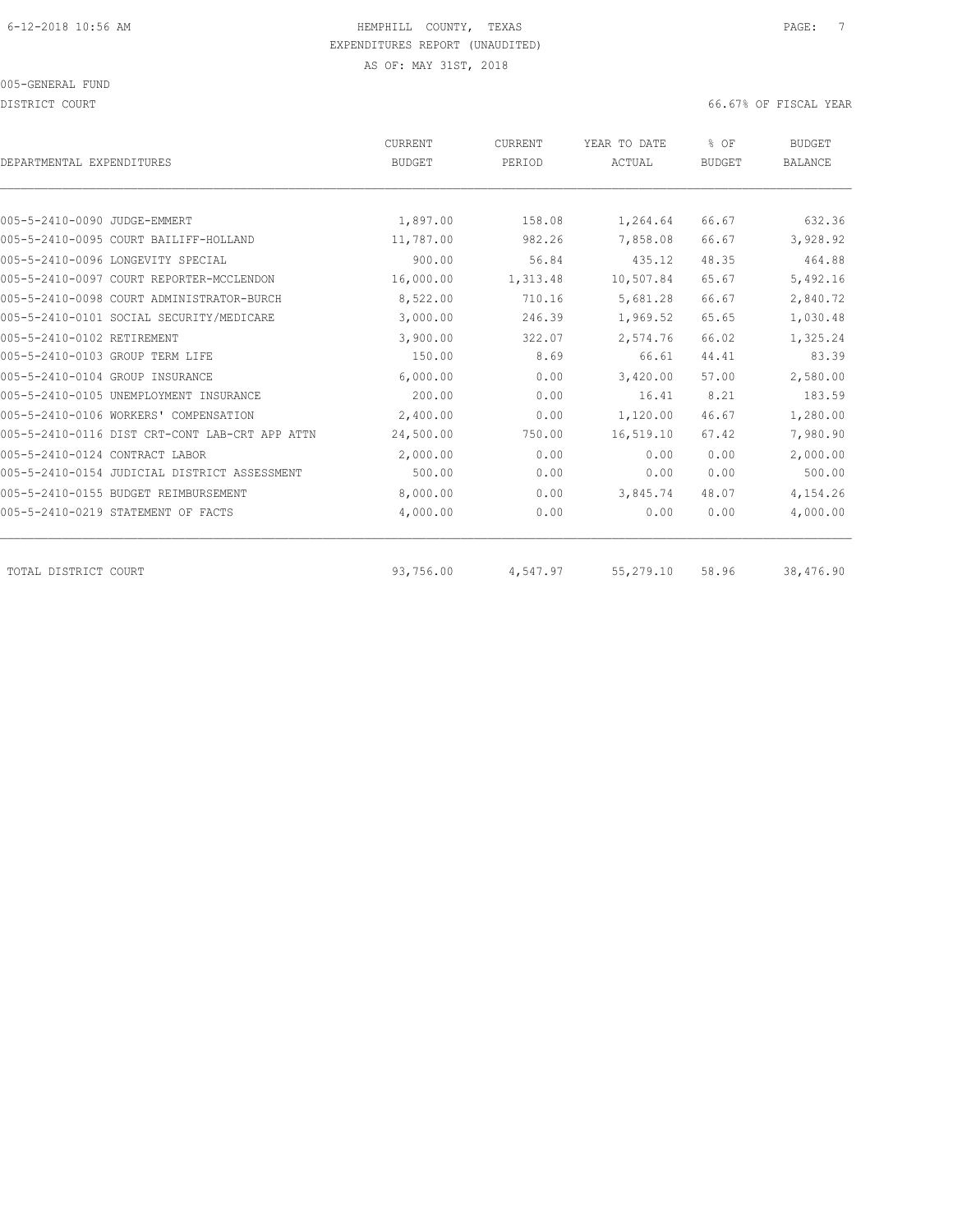HEMPHILL COUNTY, TEXAS
EXPENDITURES REPORT (UNAUDITED)
AS OF: MAY 31ST, 2018

005-GENERAL FUND

DISTRICT COURT — 66.67% OF FISCAL YEAR

| DEPARTMENTAL EXPENDITURES | CURRENT BUDGET | CURRENT PERIOD | YEAR TO DATE ACTUAL | % OF BUDGET | BUDGET BALANCE |
|---|---|---|---|---|---|
| 005-5-2410-0090 JUDGE-EMMERT | 1,897.00 | 158.08 | 1,264.64 | 66.67 | 632.36 |
| 005-5-2410-0095 COURT BAILIFF-HOLLAND | 11,787.00 | 982.26 | 7,858.08 | 66.67 | 3,928.92 |
| 005-5-2410-0096 LONGEVITY SPECIAL | 900.00 | 56.84 | 435.12 | 48.35 | 464.88 |
| 005-5-2410-0097 COURT REPORTER-MCCLENDON | 16,000.00 | 1,313.48 | 10,507.84 | 65.67 | 5,492.16 |
| 005-5-2410-0098 COURT ADMINISTRATOR-BURCH | 8,522.00 | 710.16 | 5,681.28 | 66.67 | 2,840.72 |
| 005-5-2410-0101 SOCIAL SECURITY/MEDICARE | 3,000.00 | 246.39 | 1,969.52 | 65.65 | 1,030.48 |
| 005-5-2410-0102 RETIREMENT | 3,900.00 | 322.07 | 2,574.76 | 66.02 | 1,325.24 |
| 005-5-2410-0103 GROUP TERM LIFE | 150.00 | 8.69 | 66.61 | 44.41 | 83.39 |
| 005-5-2410-0104 GROUP INSURANCE | 6,000.00 | 0.00 | 3,420.00 | 57.00 | 2,580.00 |
| 005-5-2410-0105 UNEMPLOYMENT INSURANCE | 200.00 | 0.00 | 16.41 | 8.21 | 183.59 |
| 005-5-2410-0106 WORKERS' COMPENSATION | 2,400.00 | 0.00 | 1,120.00 | 46.67 | 1,280.00 |
| 005-5-2410-0116 DIST CRT-CONT LAB-CRT APP ATTN | 24,500.00 | 750.00 | 16,519.10 | 67.42 | 7,980.90 |
| 005-5-2410-0124 CONTRACT LABOR | 2,000.00 | 0.00 | 0.00 | 0.00 | 2,000.00 |
| 005-5-2410-0154 JUDICIAL DISTRICT ASSESSMENT | 500.00 | 0.00 | 0.00 | 0.00 | 500.00 |
| 005-5-2410-0155 BUDGET REIMBURSEMENT | 8,000.00 | 0.00 | 3,845.74 | 48.07 | 4,154.26 |
| 005-5-2410-0219 STATEMENT OF FACTS | 4,000.00 | 0.00 | 0.00 | 0.00 | 4,000.00 |
| TOTAL DISTRICT COURT | 93,756.00 | 4,547.97 | 55,279.10 | 58.96 | 38,476.90 |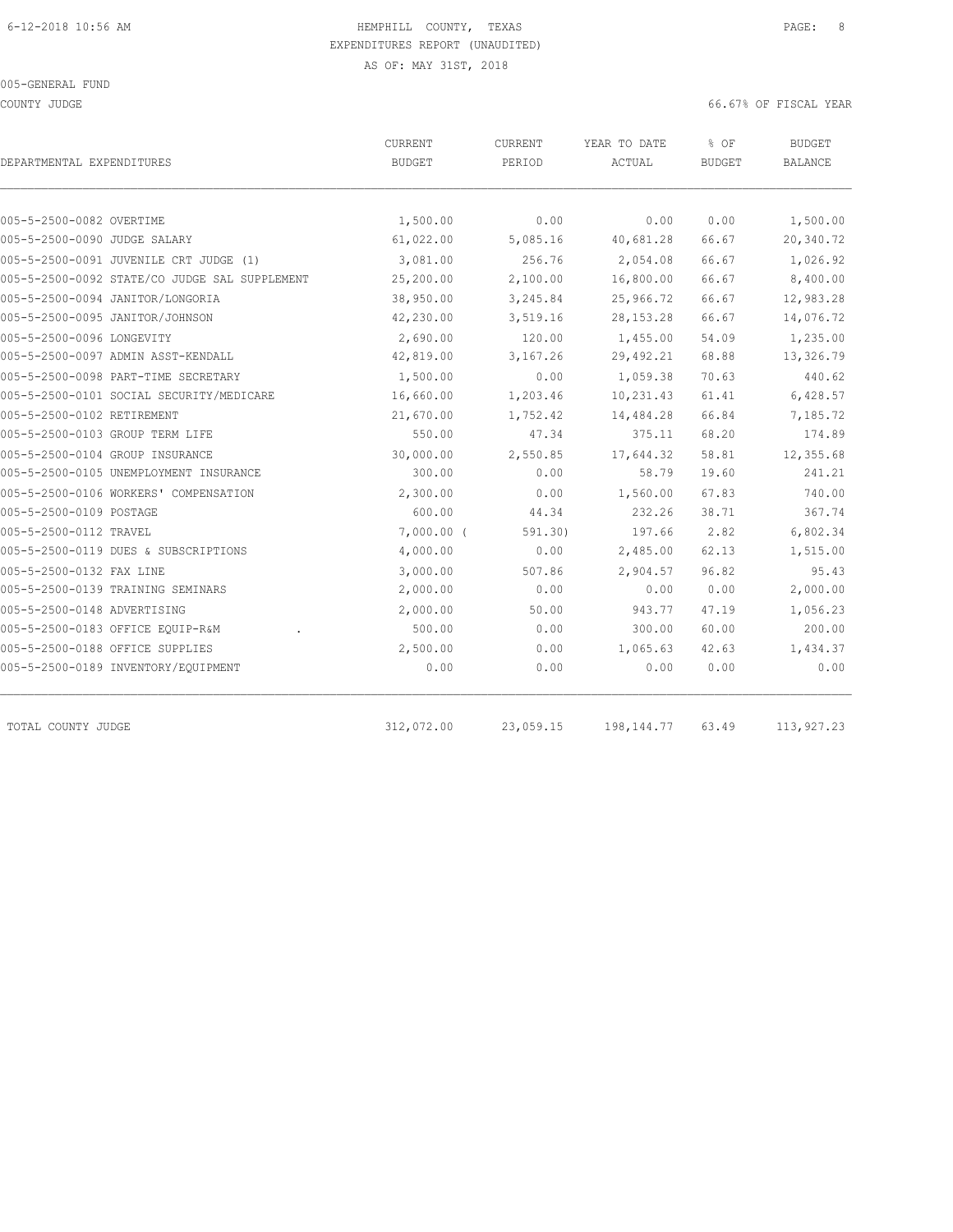HEMPHILL COUNTY, TEXAS
EXPENDITURES REPORT (UNAUDITED)
AS OF: MAY 31ST, 2018

005-GENERAL FUND

COUNTY JUDGE — 66.67% OF FISCAL YEAR

| DEPARTMENTAL EXPENDITURES | CURRENT BUDGET | CURRENT PERIOD | YEAR TO DATE ACTUAL | % OF BUDGET | BUDGET BALANCE |
|---|---|---|---|---|---|
| 005-5-2500-0082 OVERTIME | 1,500.00 | 0.00 | 0.00 | 0.00 | 1,500.00 |
| 005-5-2500-0090 JUDGE SALARY | 61,022.00 | 5,085.16 | 40,681.28 | 66.67 | 20,340.72 |
| 005-5-2500-0091 JUVENILE CRT JUDGE (1) | 3,081.00 | 256.76 | 2,054.08 | 66.67 | 1,026.92 |
| 005-5-2500-0092 STATE/CO JUDGE SAL SUPPLEMENT | 25,200.00 | 2,100.00 | 16,800.00 | 66.67 | 8,400.00 |
| 005-5-2500-0094 JANITOR/LONGORIA | 38,950.00 | 3,245.84 | 25,966.72 | 66.67 | 12,983.28 |
| 005-5-2500-0095 JANITOR/JOHNSON | 42,230.00 | 3,519.16 | 28,153.28 | 66.67 | 14,076.72 |
| 005-5-2500-0096 LONGEVITY | 2,690.00 | 120.00 | 1,455.00 | 54.09 | 1,235.00 |
| 005-5-2500-0097 ADMIN ASST-KENDALL | 42,819.00 | 3,167.26 | 29,492.21 | 68.88 | 13,326.79 |
| 005-5-2500-0098 PART-TIME SECRETARY | 1,500.00 | 0.00 | 1,059.38 | 70.63 | 440.62 |
| 005-5-2500-0101 SOCIAL SECURITY/MEDICARE | 16,660.00 | 1,203.46 | 10,231.43 | 61.41 | 6,428.57 |
| 005-5-2500-0102 RETIREMENT | 21,670.00 | 1,752.42 | 14,484.28 | 66.84 | 7,185.72 |
| 005-5-2500-0103 GROUP TERM LIFE | 550.00 | 47.34 | 375.11 | 68.20 | 174.89 |
| 005-5-2500-0104 GROUP INSURANCE | 30,000.00 | 2,550.85 | 17,644.32 | 58.81 | 12,355.68 |
| 005-5-2500-0105 UNEMPLOYMENT INSURANCE | 300.00 | 0.00 | 58.79 | 19.60 | 241.21 |
| 005-5-2500-0106 WORKERS' COMPENSATION | 2,300.00 | 0.00 | 1,560.00 | 67.83 | 740.00 |
| 005-5-2500-0109 POSTAGE | 600.00 | 44.34 | 232.26 | 38.71 | 367.74 |
| 005-5-2500-0112 TRAVEL | 7,000.00 | ( 591.30) | 197.66 | 2.82 | 6,802.34 |
| 005-5-2500-0119 DUES & SUBSCRIPTIONS | 4,000.00 | 0.00 | 2,485.00 | 62.13 | 1,515.00 |
| 005-5-2500-0132 FAX LINE | 3,000.00 | 507.86 | 2,904.57 | 96.82 | 95.43 |
| 005-5-2500-0139 TRAINING SEMINARS | 2,000.00 | 0.00 | 0.00 | 0.00 | 2,000.00 |
| 005-5-2500-0148 ADVERTISING | 2,000.00 | 50.00 | 943.77 | 47.19 | 1,056.23 |
| 005-5-2500-0183 OFFICE EQUIP-R&M . | 500.00 | 0.00 | 300.00 | 60.00 | 200.00 |
| 005-5-2500-0188 OFFICE SUPPLIES | 2,500.00 | 0.00 | 1,065.63 | 42.63 | 1,434.37 |
| 005-5-2500-0189 INVENTORY/EQUIPMENT | 0.00 | 0.00 | 0.00 | 0.00 | 0.00 |
| TOTAL COUNTY JUDGE | 312,072.00 | 23,059.15 | 198,144.77 | 63.49 | 113,927.23 |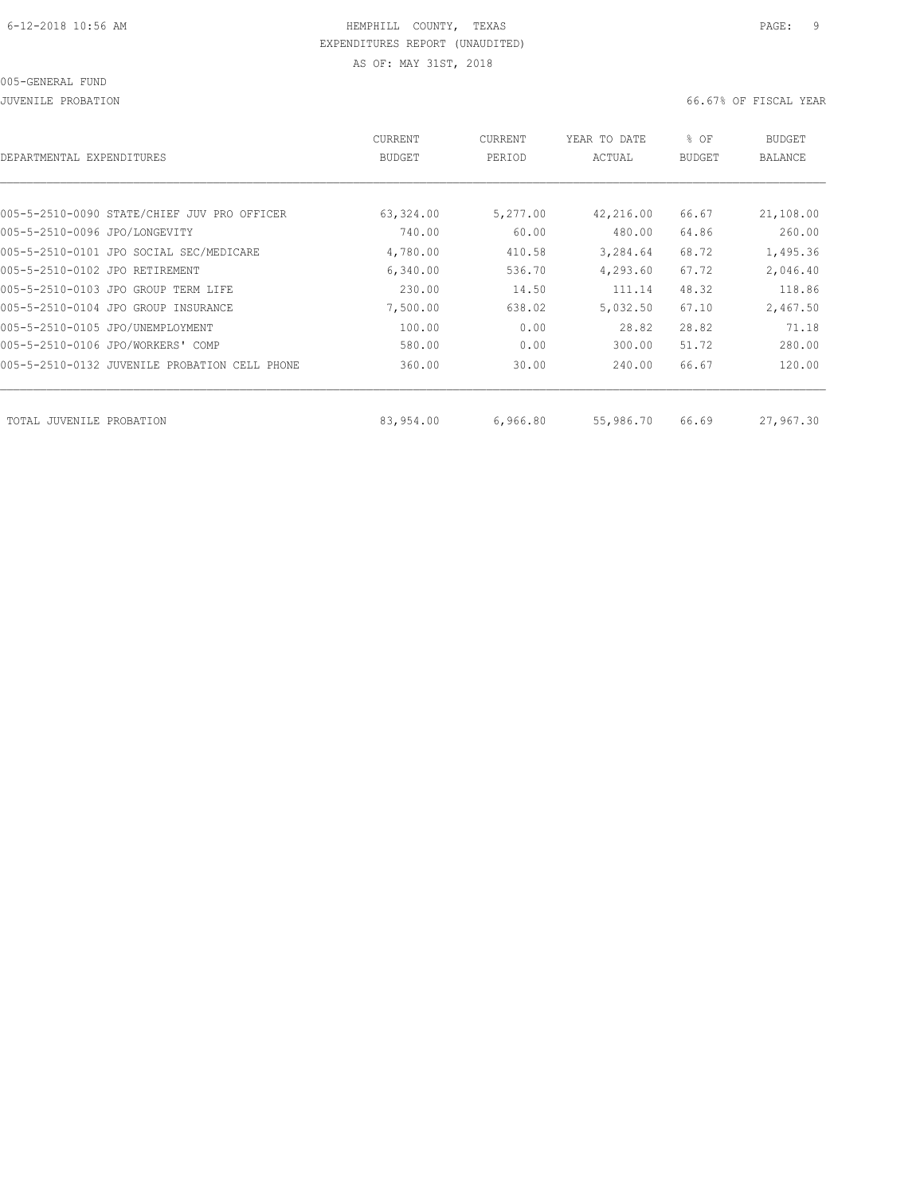6-12-2018 10:56 AM HEMPHILL COUNTY, TEXAS

EXPENDITURES REPORT (UNAUDITED)

AS OF: MAY 31ST, 2018

005-GENERAL FUND

JUVENILE PROBATION 66.67% OF FISCAL YEAR

| DEPARTMENTAL EXPENDITURES | CURRENT BUDGET | CURRENT PERIOD | YEAR TO DATE ACTUAL | % OF BUDGET | BUDGET BALANCE |
|---|---|---|---|---|---|
| 005-5-2510-0090 STATE/CHIEF JUV PRO OFFICER | 63,324.00 | 5,277.00 | 42,216.00 | 66.67 | 21,108.00 |
| 005-5-2510-0096 JPO/LONGEVITY | 740.00 | 60.00 | 480.00 | 64.86 | 260.00 |
| 005-5-2510-0101 JPO SOCIAL SEC/MEDICARE | 4,780.00 | 410.58 | 3,284.64 | 68.72 | 1,495.36 |
| 005-5-2510-0102 JPO RETIREMENT | 6,340.00 | 536.70 | 4,293.60 | 67.72 | 2,046.40 |
| 005-5-2510-0103 JPO GROUP TERM LIFE | 230.00 | 14.50 | 111.14 | 48.32 | 118.86 |
| 005-5-2510-0104 JPO GROUP INSURANCE | 7,500.00 | 638.02 | 5,032.50 | 67.10 | 2,467.50 |
| 005-5-2510-0105 JPO/UNEMPLOYMENT | 100.00 | 0.00 | 28.82 | 28.82 | 71.18 |
| 005-5-2510-0106 JPO/WORKERS' COMP | 580.00 | 0.00 | 300.00 | 51.72 | 280.00 |
| 005-5-2510-0132 JUVENILE PROBATION CELL PHONE | 360.00 | 30.00 | 240.00 | 66.67 | 120.00 |
| TOTAL JUVENILE PROBATION | 83,954.00 | 6,966.80 | 55,986.70 | 66.69 | 27,967.30 |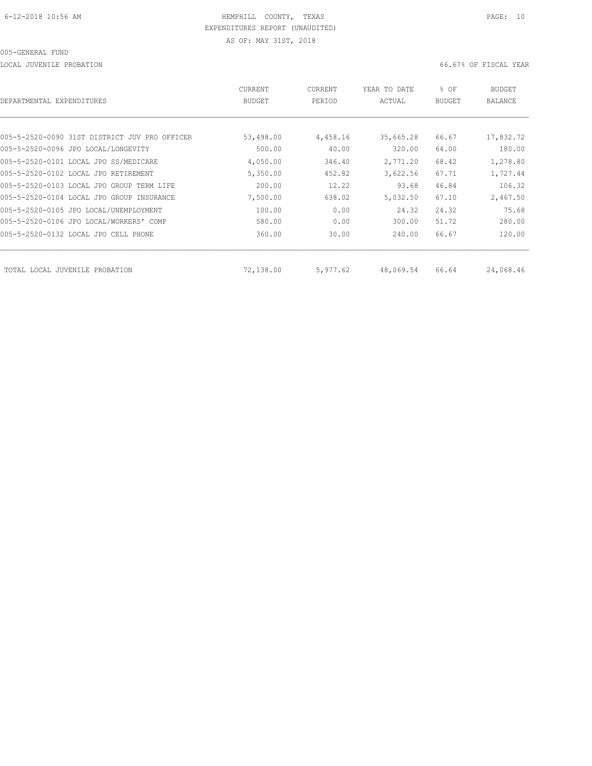HEMPHILL COUNTY, TEXAS
EXPENDITURES REPORT (UNAUDITED)
AS OF: MAY 31ST, 2018

005-GENERAL FUND

LOCAL JUVENILE PROBATION — 66.67% OF FISCAL YEAR

| DEPARTMENTAL EXPENDITURES | CURRENT BUDGET | CURRENT PERIOD | YEAR TO DATE ACTUAL | % OF BUDGET | BUDGET BALANCE |
|---|---|---|---|---|---|
| 005-5-2520-0090 31ST DISTRICT JUV PRO OFFICER | 53,498.00 | 4,458.16 | 35,665.28 | 66.67 | 17,832.72 |
| 005-5-2520-0096 JPO LOCAL/LONGEVITY | 500.00 | 40.00 | 320.00 | 64.00 | 180.00 |
| 005-5-2520-0101 LOCAL JPO SS/MEDICARE | 4,050.00 | 346.40 | 2,771.20 | 68.42 | 1,278.80 |
| 005-5-2520-0102 LOCAL JPO RETIREMENT | 5,350.00 | 452.82 | 3,622.56 | 67.71 | 1,727.44 |
| 005-5-2520-0103 LOCAL JPO GROUP TERM LIFE | 200.00 | 12.22 | 93.68 | 46.84 | 106.32 |
| 005-5-2520-0104 LOCAL JPO GROUP INSURANCE | 7,500.00 | 638.02 | 5,032.50 | 67.10 | 2,467.50 |
| 005-5-2520-0105 JPO LOCAL/UNEMPLOYMENT | 100.00 | 0.00 | 24.32 | 24.32 | 75.68 |
| 005-5-2520-0106 JPO LOCAL/WORKERS' COMP | 580.00 | 0.00 | 300.00 | 51.72 | 280.00 |
| 005-5-2520-0132 LOCAL JPO CELL PHONE | 360.00 | 30.00 | 240.00 | 66.67 | 120.00 |
| TOTAL LOCAL JUVENILE PROBATION | 72,138.00 | 5,977.62 | 48,069.54 | 66.64 | 24,068.46 |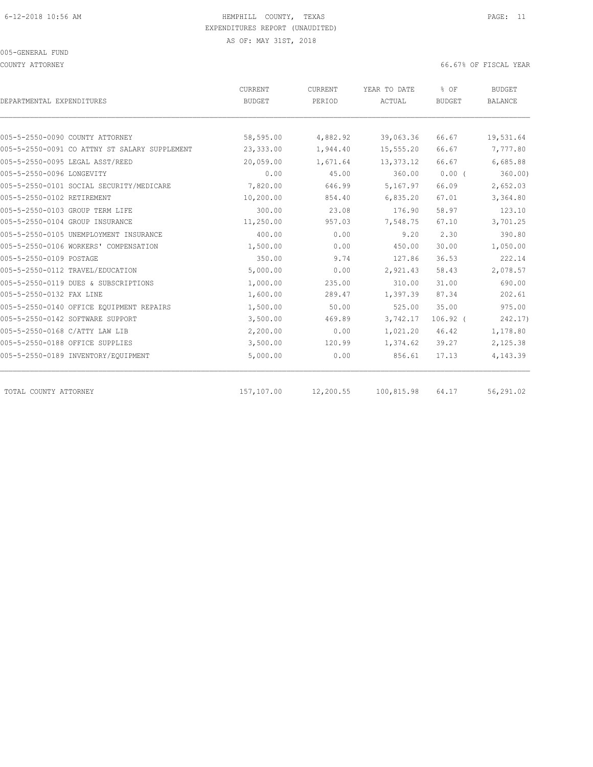HEMPHILL COUNTY, TEXAS
EXPENDITURES REPORT (UNAUDITED)
AS OF: MAY 31ST, 2018

005-GENERAL FUND

COUNTY ATTORNEY

66.67% OF FISCAL YEAR

| DEPARTMENTAL EXPENDITURES | CURRENT BUDGET | CURRENT PERIOD | YEAR TO DATE ACTUAL | % OF BUDGET | BUDGET BALANCE |
|---|---|---|---|---|---|
| 005-5-2550-0090 COUNTY ATTORNEY | 58,595.00 | 4,882.92 | 39,063.36 | 66.67 | 19,531.64 |
| 005-5-2550-0091 CO ATTNY ST SALARY SUPPLEMENT | 23,333.00 | 1,944.40 | 15,555.20 | 66.67 | 7,777.80 |
| 005-5-2550-0095 LEGAL ASST/REED | 20,059.00 | 1,671.64 | 13,373.12 | 66.67 | 6,685.88 |
| 005-5-2550-0096 LONGEVITY | 0.00 | 45.00 | 360.00 | 0.00 ( | 360.00) |
| 005-5-2550-0101 SOCIAL SECURITY/MEDICARE | 7,820.00 | 646.99 | 5,167.97 | 66.09 | 2,652.03 |
| 005-5-2550-0102 RETIREMENT | 10,200.00 | 854.40 | 6,835.20 | 67.01 | 3,364.80 |
| 005-5-2550-0103 GROUP TERM LIFE | 300.00 | 23.08 | 176.90 | 58.97 | 123.10 |
| 005-5-2550-0104 GROUP INSURANCE | 11,250.00 | 957.03 | 7,548.75 | 67.10 | 3,701.25 |
| 005-5-2550-0105 UNEMPLOYMENT INSURANCE | 400.00 | 0.00 | 9.20 | 2.30 | 390.80 |
| 005-5-2550-0106 WORKERS' COMPENSATION | 1,500.00 | 0.00 | 450.00 | 30.00 | 1,050.00 |
| 005-5-2550-0109 POSTAGE | 350.00 | 9.74 | 127.86 | 36.53 | 222.14 |
| 005-5-2550-0112 TRAVEL/EDUCATION | 5,000.00 | 0.00 | 2,921.43 | 58.43 | 2,078.57 |
| 005-5-2550-0119 DUES & SUBSCRIPTIONS | 1,000.00 | 235.00 | 310.00 | 31.00 | 690.00 |
| 005-5-2550-0132 FAX LINE | 1,600.00 | 289.47 | 1,397.39 | 87.34 | 202.61 |
| 005-5-2550-0140 OFFICE EQUIPMENT REPAIRS | 1,500.00 | 50.00 | 525.00 | 35.00 | 975.00 |
| 005-5-2550-0142 SOFTWARE SUPPORT | 3,500.00 | 469.89 | 3,742.17 | 106.92 ( | 242.17) |
| 005-5-2550-0168 C/ATTY LAW LIB | 2,200.00 | 0.00 | 1,021.20 | 46.42 | 1,178.80 |
| 005-5-2550-0188 OFFICE SUPPLIES | 3,500.00 | 120.99 | 1,374.62 | 39.27 | 2,125.38 |
| 005-5-2550-0189 INVENTORY/EQUIPMENT | 5,000.00 | 0.00 | 856.61 | 17.13 | 4,143.39 |
| TOTAL COUNTY ATTORNEY | 157,107.00 | 12,200.55 | 100,815.98 | 64.17 | 56,291.02 |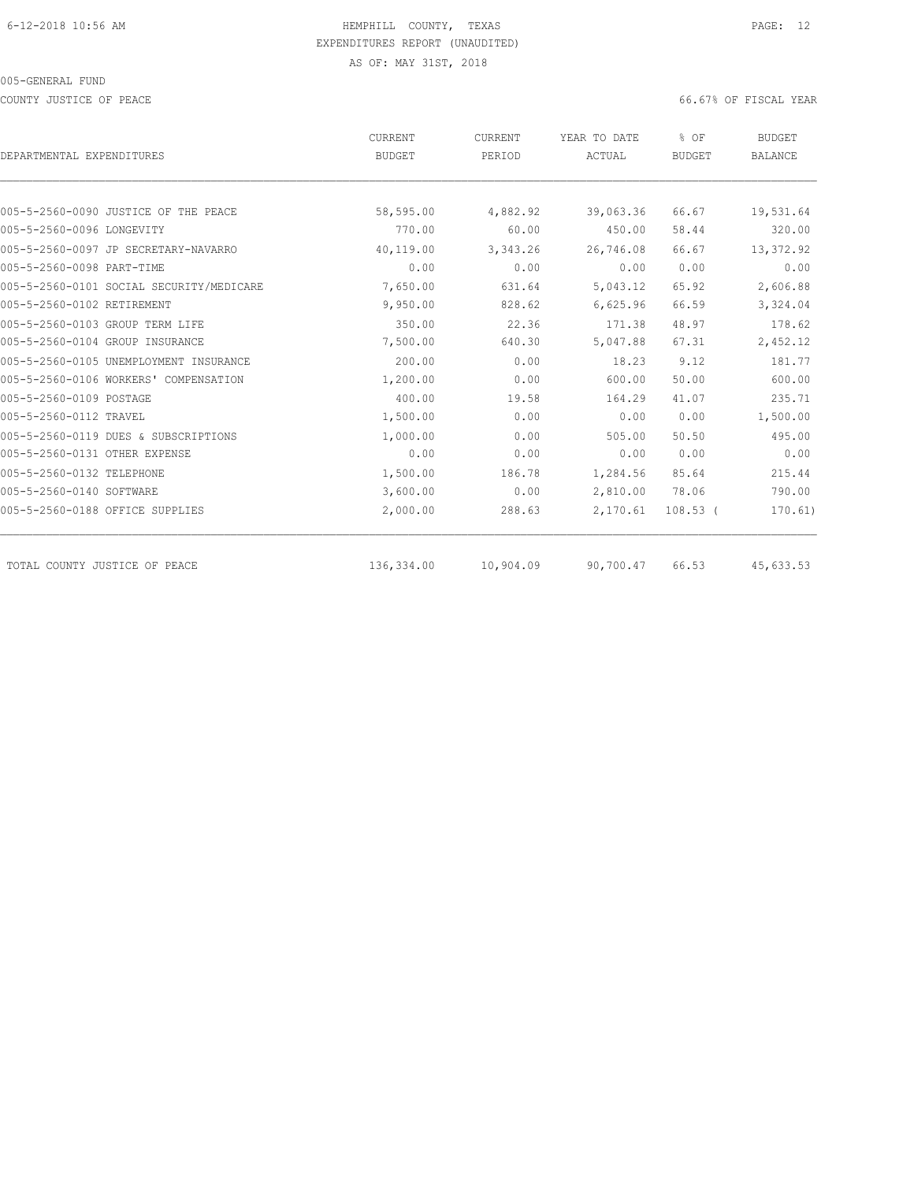HEMPHILL COUNTY, TEXAS
EXPENDITURES REPORT (UNAUDITED)
AS OF: MAY 31ST, 2018

005-GENERAL FUND

COUNTY JUSTICE OF PEACE — 66.67% OF FISCAL YEAR

| DEPARTMENTAL EXPENDITURES | CURRENT BUDGET | CURRENT PERIOD | YEAR TO DATE ACTUAL | % OF BUDGET | BUDGET BALANCE |
|---|---|---|---|---|---|
| 005-5-2560-0090 JUSTICE OF THE PEACE | 58,595.00 | 4,882.92 | 39,063.36 | 66.67 | 19,531.64 |
| 005-5-2560-0096 LONGEVITY | 770.00 | 60.00 | 450.00 | 58.44 | 320.00 |
| 005-5-2560-0097 JP SECRETARY-NAVARRO | 40,119.00 | 3,343.26 | 26,746.08 | 66.67 | 13,372.92 |
| 005-5-2560-0098 PART-TIME | 0.00 | 0.00 | 0.00 | 0.00 | 0.00 |
| 005-5-2560-0101 SOCIAL SECURITY/MEDICARE | 7,650.00 | 631.64 | 5,043.12 | 65.92 | 2,606.88 |
| 005-5-2560-0102 RETIREMENT | 9,950.00 | 828.62 | 6,625.96 | 66.59 | 3,324.04 |
| 005-5-2560-0103 GROUP TERM LIFE | 350.00 | 22.36 | 171.38 | 48.97 | 178.62 |
| 005-5-2560-0104 GROUP INSURANCE | 7,500.00 | 640.30 | 5,047.88 | 67.31 | 2,452.12 |
| 005-5-2560-0105 UNEMPLOYMENT INSURANCE | 200.00 | 0.00 | 18.23 | 9.12 | 181.77 |
| 005-5-2560-0106 WORKERS' COMPENSATION | 1,200.00 | 0.00 | 600.00 | 50.00 | 600.00 |
| 005-5-2560-0109 POSTAGE | 400.00 | 19.58 | 164.29 | 41.07 | 235.71 |
| 005-5-2560-0112 TRAVEL | 1,500.00 | 0.00 | 0.00 | 0.00 | 1,500.00 |
| 005-5-2560-0119 DUES & SUBSCRIPTIONS | 1,000.00 | 0.00 | 505.00 | 50.50 | 495.00 |
| 005-5-2560-0131 OTHER EXPENSE | 0.00 | 0.00 | 0.00 | 0.00 | 0.00 |
| 005-5-2560-0132 TELEPHONE | 1,500.00 | 186.78 | 1,284.56 | 85.64 | 215.44 |
| 005-5-2560-0140 SOFTWARE | 3,600.00 | 0.00 | 2,810.00 | 78.06 | 790.00 |
| 005-5-2560-0188 OFFICE SUPPLIES | 2,000.00 | 288.63 | 2,170.61 | 108.53 | (170.61) |
| TOTAL COUNTY JUSTICE OF PEACE | 136,334.00 | 10,904.09 | 90,700.47 | 66.53 | 45,633.53 |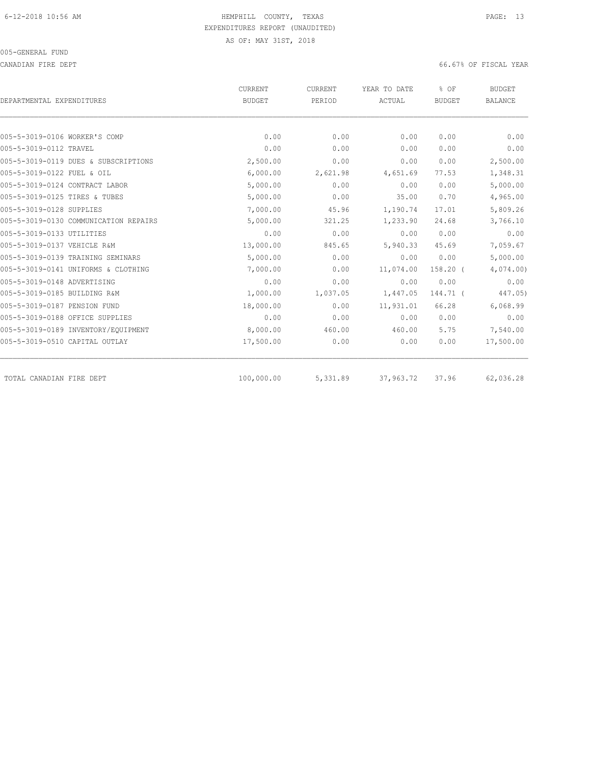HEMPHILL COUNTY, TEXAS
EXPENDITURES REPORT (UNAUDITED)
AS OF: MAY 31ST, 2018

005-GENERAL FUND

CANADIAN FIRE DEPT

66.67% OF FISCAL YEAR

| DEPARTMENTAL EXPENDITURES | CURRENT BUDGET | CURRENT PERIOD | YEAR TO DATE ACTUAL | % OF BUDGET | BUDGET BALANCE |
|---|---|---|---|---|---|
| 005-5-3019-0106 WORKER'S COMP | 0.00 | 0.00 | 0.00 | 0.00 | 0.00 |
| 005-5-3019-0112 TRAVEL | 0.00 | 0.00 | 0.00 | 0.00 | 0.00 |
| 005-5-3019-0119 DUES & SUBSCRIPTIONS | 2,500.00 | 0.00 | 0.00 | 0.00 | 2,500.00 |
| 005-5-3019-0122 FUEL & OIL | 6,000.00 | 2,621.98 | 4,651.69 | 77.53 | 1,348.31 |
| 005-5-3019-0124 CONTRACT LABOR | 5,000.00 | 0.00 | 0.00 | 0.00 | 5,000.00 |
| 005-5-3019-0125 TIRES & TUBES | 5,000.00 | 0.00 | 35.00 | 0.70 | 4,965.00 |
| 005-5-3019-0128 SUPPLIES | 7,000.00 | 45.96 | 1,190.74 | 17.01 | 5,809.26 |
| 005-5-3019-0130 COMMUNICATION REPAIRS | 5,000.00 | 321.25 | 1,233.90 | 24.68 | 3,766.10 |
| 005-5-3019-0133 UTILITIES | 0.00 | 0.00 | 0.00 | 0.00 | 0.00 |
| 005-5-3019-0137 VEHICLE R&M | 13,000.00 | 845.65 | 5,940.33 | 45.69 | 7,059.67 |
| 005-5-3019-0139 TRAINING SEMINARS | 5,000.00 | 0.00 | 0.00 | 0.00 | 5,000.00 |
| 005-5-3019-0141 UNIFORMS & CLOTHING | 7,000.00 | 0.00 | 11,074.00 | 158.20 ( | 4,074.00) |
| 005-5-3019-0148 ADVERTISING | 0.00 | 0.00 | 0.00 | 0.00 | 0.00 |
| 005-5-3019-0185 BUILDING R&M | 1,000.00 | 1,037.05 | 1,447.05 | 144.71 ( | 447.05) |
| 005-5-3019-0187 PENSION FUND | 18,000.00 | 0.00 | 11,931.01 | 66.28 | 6,068.99 |
| 005-5-3019-0188 OFFICE SUPPLIES | 0.00 | 0.00 | 0.00 | 0.00 | 0.00 |
| 005-5-3019-0189 INVENTORY/EQUIPMENT | 8,000.00 | 460.00 | 460.00 | 5.75 | 7,540.00 |
| 005-5-3019-0510 CAPITAL OUTLAY | 17,500.00 | 0.00 | 0.00 | 0.00 | 17,500.00 |
| TOTAL CANADIAN FIRE DEPT | 100,000.00 | 5,331.89 | 37,963.72 | 37.96 | 62,036.28 |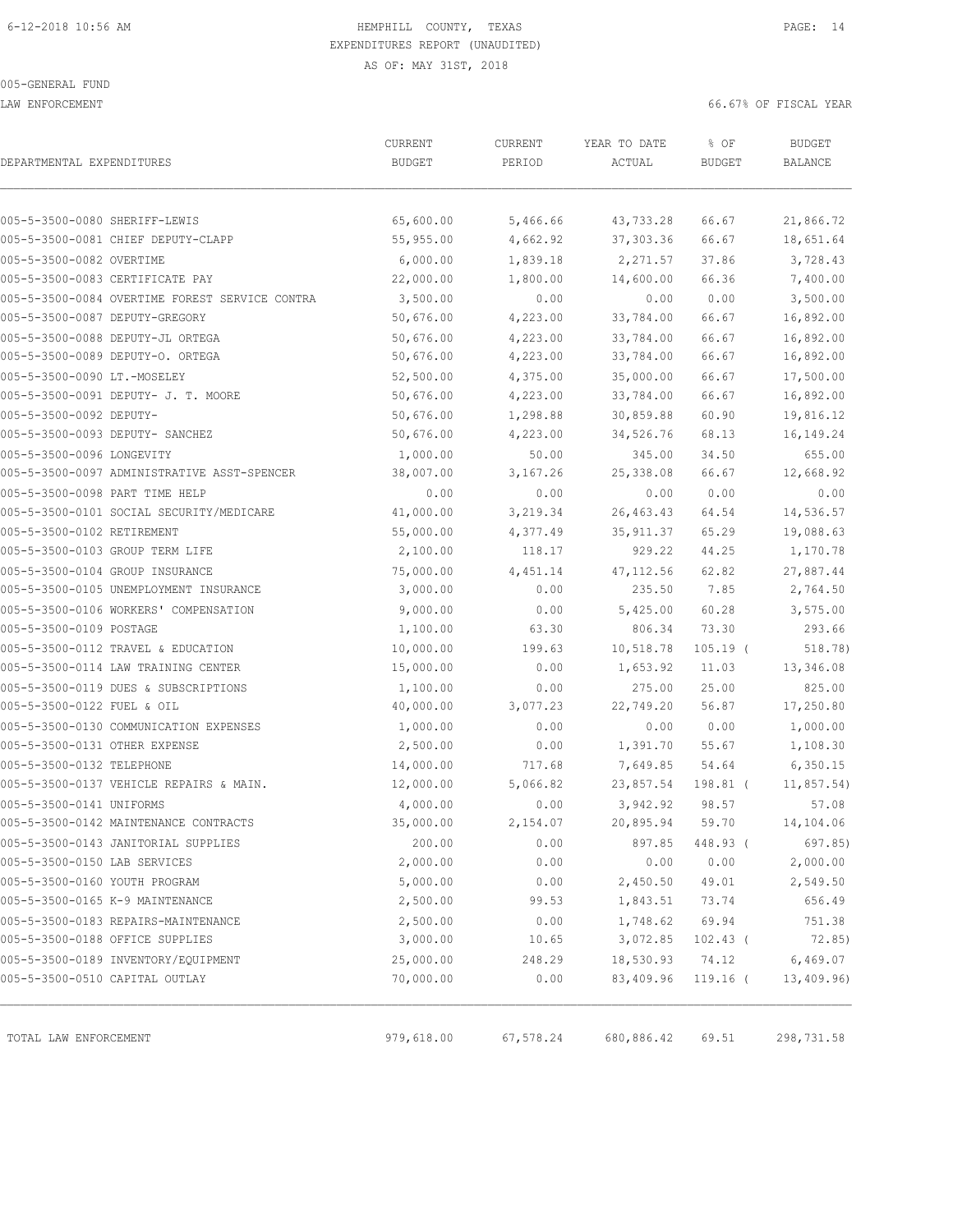6-12-2018 10:56 AM

# HEMPHILL COUNTY, TEXAS
## EXPENDITURES REPORT (UNAUDITED)
AS OF: MAY 31ST, 2018

005-GENERAL FUND

LAW ENFORCEMENT — 66.67% OF FISCAL YEAR

| DEPARTMENTAL EXPENDITURES | CURRENT BUDGET | CURRENT PERIOD | YEAR TO DATE ACTUAL | % OF BUDGET | BUDGET BALANCE |
|---|---|---|---|---|---|
| 005-5-3500-0080 SHERIFF-LEWIS | 65,600.00 | 5,466.66 | 43,733.28 | 66.67 | 21,866.72 |
| 005-5-3500-0081 CHIEF DEPUTY-CLAPP | 55,955.00 | 4,662.92 | 37,303.36 | 66.67 | 18,651.64 |
| 005-5-3500-0082 OVERTIME | 6,000.00 | 1,839.18 | 2,271.57 | 37.86 | 3,728.43 |
| 005-5-3500-0083 CERTIFICATE PAY | 22,000.00 | 1,800.00 | 14,600.00 | 66.36 | 7,400.00 |
| 005-5-3500-0084 OVERTIME FOREST SERVICE CONTRA | 3,500.00 | 0.00 | 0.00 | 0.00 | 3,500.00 |
| 005-5-3500-0087 DEPUTY-GREGORY | 50,676.00 | 4,223.00 | 33,784.00 | 66.67 | 16,892.00 |
| 005-5-3500-0088 DEPUTY-JL ORTEGA | 50,676.00 | 4,223.00 | 33,784.00 | 66.67 | 16,892.00 |
| 005-5-3500-0089 DEPUTY-O. ORTEGA | 50,676.00 | 4,223.00 | 33,784.00 | 66.67 | 16,892.00 |
| 005-5-3500-0090 LT.-MOSELEY | 52,500.00 | 4,375.00 | 35,000.00 | 66.67 | 17,500.00 |
| 005-5-3500-0091 DEPUTY- J. T. MOORE | 50,676.00 | 4,223.00 | 33,784.00 | 66.67 | 16,892.00 |
| 005-5-3500-0092 DEPUTY- | 50,676.00 | 1,298.88 | 30,859.88 | 60.90 | 19,816.12 |
| 005-5-3500-0093 DEPUTY- SANCHEZ | 50,676.00 | 4,223.00 | 34,526.76 | 68.13 | 16,149.24 |
| 005-5-3500-0096 LONGEVITY | 1,000.00 | 50.00 | 345.00 | 34.50 | 655.00 |
| 005-5-3500-0097 ADMINISTRATIVE ASST-SPENCER | 38,007.00 | 3,167.26 | 25,338.08 | 66.67 | 12,668.92 |
| 005-5-3500-0098 PART TIME HELP | 0.00 | 0.00 | 0.00 | 0.00 | 0.00 |
| 005-5-3500-0101 SOCIAL SECURITY/MEDICARE | 41,000.00 | 3,219.34 | 26,463.43 | 64.54 | 14,536.57 |
| 005-5-3500-0102 RETIREMENT | 55,000.00 | 4,377.49 | 35,911.37 | 65.29 | 19,088.63 |
| 005-5-3500-0103 GROUP TERM LIFE | 2,100.00 | 118.17 | 929.22 | 44.25 | 1,170.78 |
| 005-5-3500-0104 GROUP INSURANCE | 75,000.00 | 4,451.14 | 47,112.56 | 62.82 | 27,887.44 |
| 005-5-3500-0105 UNEMPLOYMENT INSURANCE | 3,000.00 | 0.00 | 235.50 | 7.85 | 2,764.50 |
| 005-5-3500-0106 WORKERS' COMPENSATION | 9,000.00 | 0.00 | 5,425.00 | 60.28 | 3,575.00 |
| 005-5-3500-0109 POSTAGE | 1,100.00 | 63.30 | 806.34 | 73.30 | 293.66 |
| 005-5-3500-0112 TRAVEL & EDUCATION | 10,000.00 | 199.63 | 10,518.78 | 105.19 ( | 518.78) |
| 005-5-3500-0114 LAW TRAINING CENTER | 15,000.00 | 0.00 | 1,653.92 | 11.03 | 13,346.08 |
| 005-5-3500-0119 DUES & SUBSCRIPTIONS | 1,100.00 | 0.00 | 275.00 | 25.00 | 825.00 |
| 005-5-3500-0122 FUEL & OIL | 40,000.00 | 3,077.23 | 22,749.20 | 56.87 | 17,250.80 |
| 005-5-3500-0130 COMMUNICATION EXPENSES | 1,000.00 | 0.00 | 0.00 | 0.00 | 1,000.00 |
| 005-5-3500-0131 OTHER EXPENSE | 2,500.00 | 0.00 | 1,391.70 | 55.67 | 1,108.30 |
| 005-5-3500-0132 TELEPHONE | 14,000.00 | 717.68 | 7,649.85 | 54.64 | 6,350.15 |
| 005-5-3500-0137 VEHICLE REPAIRS & MAIN. | 12,000.00 | 5,066.82 | 23,857.54 | 198.81 ( | 11,857.54) |
| 005-5-3500-0141 UNIFORMS | 4,000.00 | 0.00 | 3,942.92 | 98.57 | 57.08 |
| 005-5-3500-0142 MAINTENANCE CONTRACTS | 35,000.00 | 2,154.07 | 20,895.94 | 59.70 | 14,104.06 |
| 005-5-3500-0143 JANITORIAL SUPPLIES | 200.00 | 0.00 | 897.85 | 448.93 ( | 697.85) |
| 005-5-3500-0150 LAB SERVICES | 2,000.00 | 0.00 | 0.00 | 0.00 | 2,000.00 |
| 005-5-3500-0160 YOUTH PROGRAM | 5,000.00 | 0.00 | 2,450.50 | 49.01 | 2,549.50 |
| 005-5-3500-0165 K-9 MAINTENANCE | 2,500.00 | 99.53 | 1,843.51 | 73.74 | 656.49 |
| 005-5-3500-0183 REPAIRS-MAINTENANCE | 2,500.00 | 0.00 | 1,748.62 | 69.94 | 751.38 |
| 005-5-3500-0188 OFFICE SUPPLIES | 3,000.00 | 10.65 | 3,072.85 | 102.43 ( | 72.85) |
| 005-5-3500-0189 INVENTORY/EQUIPMENT | 25,000.00 | 248.29 | 18,530.93 | 74.12 | 6,469.07 |
| 005-5-3500-0510 CAPITAL OUTLAY | 70,000.00 | 0.00 | 83,409.96 | 119.16 ( | 13,409.96) |
| TOTAL LAW ENFORCEMENT | 979,618.00 | 67,578.24 | 680,886.42 | 69.51 | 298,731.58 |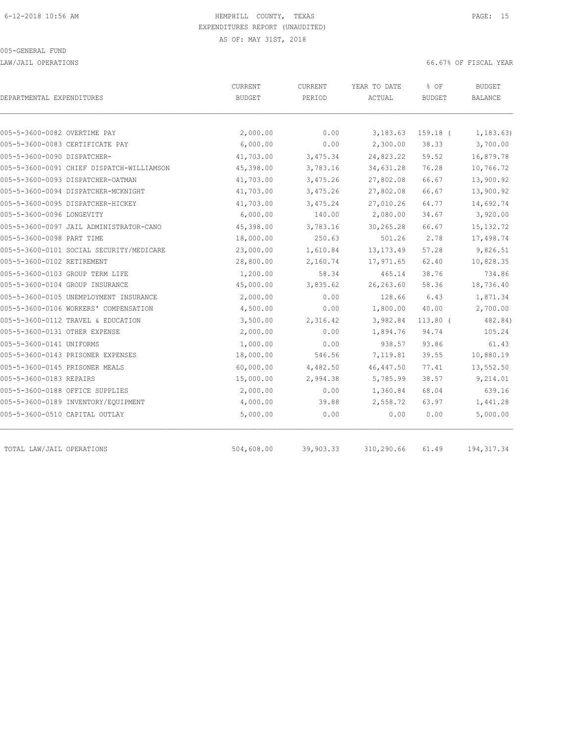HEMPHILL COUNTY, TEXAS
EXPENDITURES REPORT (UNAUDITED)
AS OF: MAY 31ST, 2018

005-GENERAL FUND

LAW/JAIL OPERATIONS

66.67% OF FISCAL YEAR

| DEPARTMENTAL EXPENDITURES | CURRENT BUDGET | CURRENT PERIOD | YEAR TO DATE ACTUAL | % OF BUDGET | BUDGET BALANCE |
|---|---|---|---|---|---|
| 005-5-3600-0082 OVERTIME PAY | 2,000.00 | 0.00 | 3,183.63 | 159.18 ( | 1,183.63) |
| 005-5-3600-0083 CERTIFICATE PAY | 6,000.00 | 0.00 | 2,300.00 | 38.33 | 3,700.00 |
| 005-5-3600-0090 DISPATCHER- | 41,703.00 | 3,475.34 | 24,823.22 | 59.52 | 16,879.78 |
| 005-5-3600-0091 CHIEF DISPATCH-WILLIAMSON | 45,398.00 | 3,783.16 | 34,631.28 | 76.28 | 10,766.72 |
| 005-5-3600-0093 DISPATCHER-OATMAN | 41,703.00 | 3,475.26 | 27,802.08 | 66.67 | 13,900.92 |
| 005-5-3600-0094 DISPATCHER-MCKNIGHT | 41,703.00 | 3,475.26 | 27,802.08 | 66.67 | 13,900.92 |
| 005-5-3600-0095 DISPATCHER-HICKEY | 41,703.00 | 3,475.24 | 27,010.26 | 64.77 | 14,692.74 |
| 005-5-3600-0096 LONGEVITY | 6,000.00 | 140.00 | 2,080.00 | 34.67 | 3,920.00 |
| 005-5-3600-0097 JAIL ADMINISTRATOR-CANO | 45,398.00 | 3,783.16 | 30,265.28 | 66.67 | 15,132.72 |
| 005-5-3600-0098 PART TIME | 18,000.00 | 250.63 | 501.26 | 2.78 | 17,498.74 |
| 005-5-3600-0101 SOCIAL SECURITY/MEDICARE | 23,000.00 | 1,610.84 | 13,173.49 | 57.28 | 9,826.51 |
| 005-5-3600-0102 RETIREMENT | 28,800.00 | 2,160.74 | 17,971.65 | 62.40 | 10,828.35 |
| 005-5-3600-0103 GROUP TERM LIFE | 1,200.00 | 58.34 | 465.14 | 38.76 | 734.86 |
| 005-5-3600-0104 GROUP INSURANCE | 45,000.00 | 3,835.62 | 26,263.60 | 58.36 | 18,736.40 |
| 005-5-3600-0105 UNEMPLOYMENT INSURANCE | 2,000.00 | 0.00 | 128.66 | 6.43 | 1,871.34 |
| 005-5-3600-0106 WORKERS' COMPENSATION | 4,500.00 | 0.00 | 1,800.00 | 40.00 | 2,700.00 |
| 005-5-3600-0112 TRAVEL & EDUCATION | 3,500.00 | 2,316.42 | 3,982.84 | 113.80 ( | 482.84) |
| 005-5-3600-0131 OTHER EXPENSE | 2,000.00 | 0.00 | 1,894.76 | 94.74 | 105.24 |
| 005-5-3600-0141 UNIFORMS | 1,000.00 | 0.00 | 938.57 | 93.86 | 61.43 |
| 005-5-3600-0143 PRISONER EXPENSES | 18,000.00 | 546.56 | 7,119.81 | 39.55 | 10,880.19 |
| 005-5-3600-0145 PRISONER MEALS | 60,000.00 | 4,482.50 | 46,447.50 | 77.41 | 13,552.50 |
| 005-5-3600-0183 REPAIRS | 15,000.00 | 2,994.38 | 5,785.99 | 38.57 | 9,214.01 |
| 005-5-3600-0188 OFFICE SUPPLIES | 2,000.00 | 0.00 | 1,360.84 | 68.04 | 639.16 |
| 005-5-3600-0189 INVENTORY/EQUIPMENT | 4,000.00 | 39.88 | 2,558.72 | 63.97 | 1,441.28 |
| 005-5-3600-0510 CAPITAL OUTLAY | 5,000.00 | 0.00 | 0.00 | 0.00 | 5,000.00 |
| TOTAL LAW/JAIL OPERATIONS | 504,608.00 | 39,903.33 | 310,290.66 | 61.49 | 194,317.34 |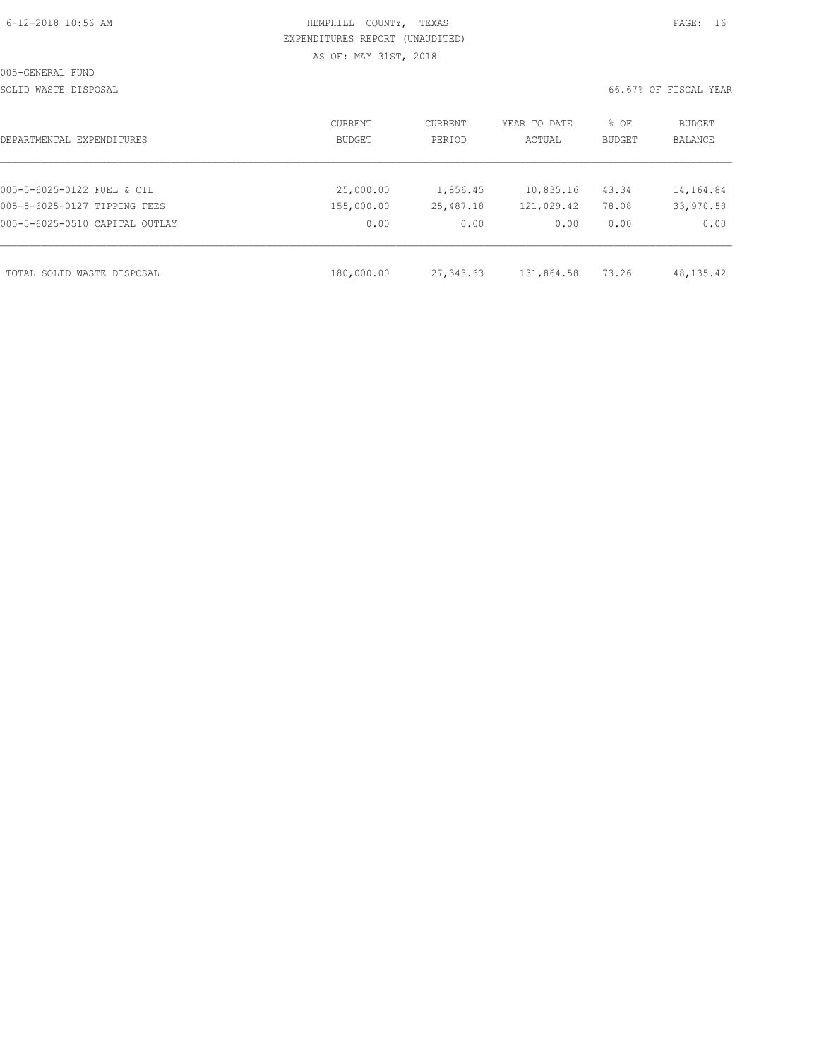HEMPHILL COUNTY, TEXAS
EXPENDITURES REPORT (UNAUDITED)
AS OF: MAY 31ST, 2018

005-GENERAL FUND

SOLID WASTE DISPOSAL

66.67% OF FISCAL YEAR

| DEPARTMENTAL EXPENDITURES | CURRENT BUDGET | CURRENT PERIOD | YEAR TO DATE ACTUAL | % OF BUDGET | BUDGET BALANCE |
|---|---|---|---|---|---|
| 005-5-6025-0122 FUEL & OIL | 25,000.00 | 1,856.45 | 10,835.16 | 43.34 | 14,164.84 |
| 005-5-6025-0127 TIPPING FEES | 155,000.00 | 25,487.18 | 121,029.42 | 78.08 | 33,970.58 |
| 005-5-6025-0510 CAPITAL OUTLAY | 0.00 | 0.00 | 0.00 | 0.00 | 0.00 |
| TOTAL SOLID WASTE DISPOSAL | 180,000.00 | 27,343.63 | 131,864.58 | 73.26 | 48,135.42 |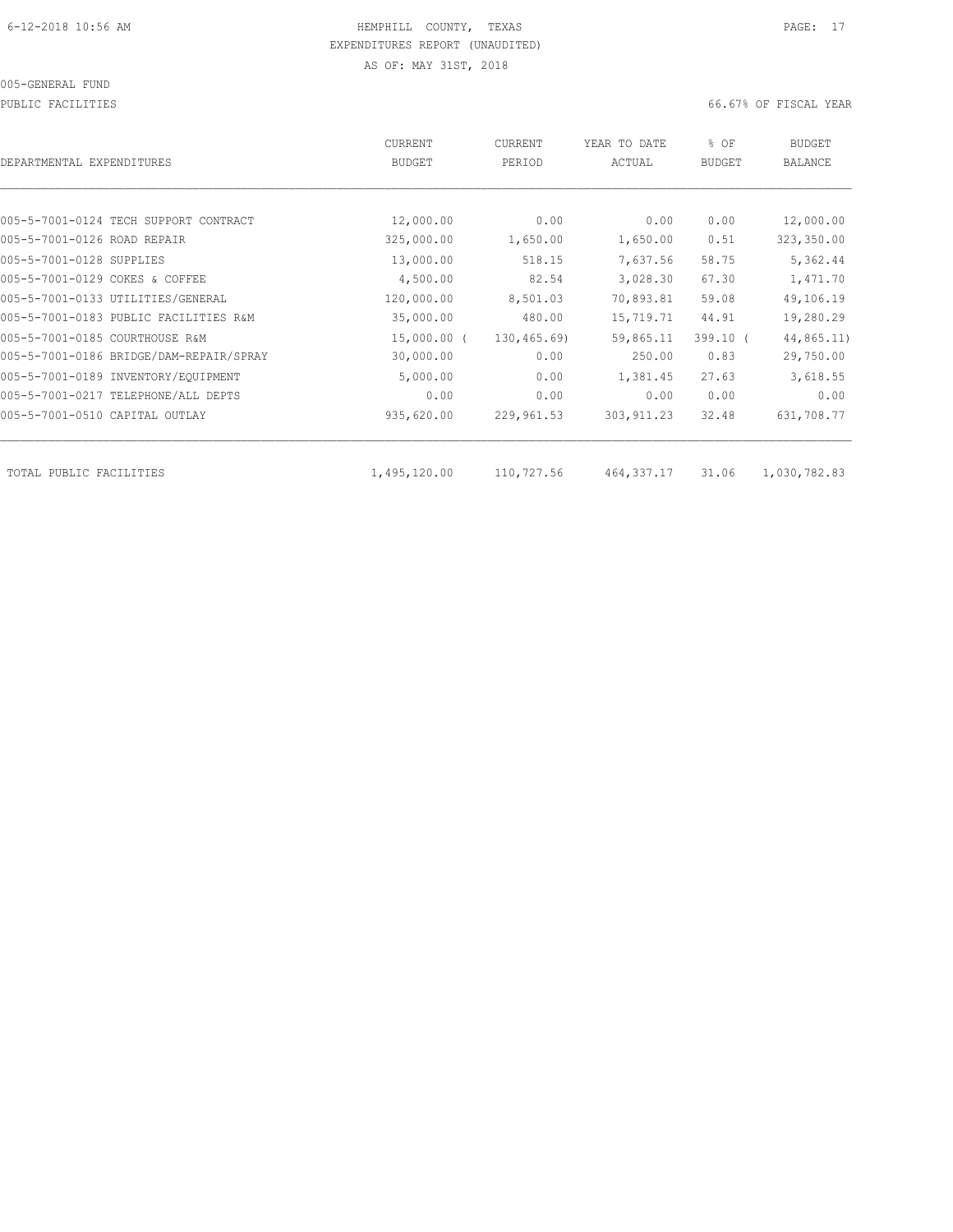6-12-2018 10:56 AM HEMPHILL COUNTY, TEXAS

EXPENDITURES REPORT (UNAUDITED)

AS OF: MAY 31ST, 2018

005-GENERAL FUND

PUBLIC FACILITIES 66.67% OF FISCAL YEAR

| DEPARTMENTAL EXPENDITURES | CURRENT BUDGET | CURRENT PERIOD | YEAR TO DATE ACTUAL | % OF BUDGET | BUDGET BALANCE |
|---|---|---|---|---|---|
| 005-5-7001-0124 TECH SUPPORT CONTRACT | 12,000.00 | 0.00 | 0.00 | 0.00 | 12,000.00 |
| 005-5-7001-0126 ROAD REPAIR | 325,000.00 | 1,650.00 | 1,650.00 | 0.51 | 323,350.00 |
| 005-5-7001-0128 SUPPLIES | 13,000.00 | 518.15 | 7,637.56 | 58.75 | 5,362.44 |
| 005-5-7001-0129 COKES & COFFEE | 4,500.00 | 82.54 | 3,028.30 | 67.30 | 1,471.70 |
| 005-5-7001-0133 UTILITIES/GENERAL | 120,000.00 | 8,501.03 | 70,893.81 | 59.08 | 49,106.19 |
| 005-5-7001-0183 PUBLIC FACILITIES R&M | 35,000.00 | 480.00 | 15,719.71 | 44.91 | 19,280.29 |
| 005-5-7001-0185 COURTHOUSE R&M | 15,000.00 | ( 130,465.69) | 59,865.11 | 399.10 | ( 44,865.11) |
| 005-5-7001-0186 BRIDGE/DAM-REPAIR/SPRAY | 30,000.00 | 0.00 | 250.00 | 0.83 | 29,750.00 |
| 005-5-7001-0189 INVENTORY/EQUIPMENT | 5,000.00 | 0.00 | 1,381.45 | 27.63 | 3,618.55 |
| 005-5-7001-0217 TELEPHONE/ALL DEPTS | 0.00 | 0.00 | 0.00 | 0.00 | 0.00 |
| 005-5-7001-0510 CAPITAL OUTLAY | 935,620.00 | 229,961.53 | 303,911.23 | 32.48 | 631,708.77 |
| TOTAL PUBLIC FACILITIES | 1,495,120.00 | 110,727.56 | 464,337.17 | 31.06 | 1,030,782.83 |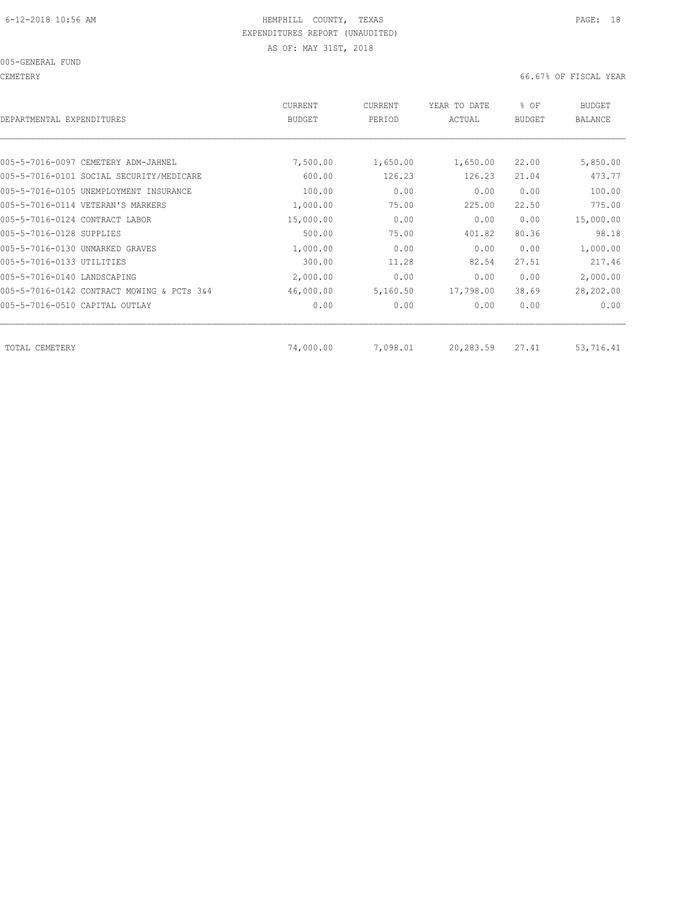6-12-2018 10:56 AM HEMPHILL COUNTY, TEXAS

EXPENDITURES REPORT (UNAUDITED)

AS OF: MAY 31ST, 2018

005-GENERAL FUND

CEMETERY 66.67% OF FISCAL YEAR

| DEPARTMENTAL EXPENDITURES | CURRENT BUDGET | CURRENT PERIOD | YEAR TO DATE ACTUAL | % OF BUDGET | BUDGET BALANCE |
|---|---|---|---|---|---|
| 005-5-7016-0097 CEMETERY ADM-JAHNEL | 7,500.00 | 1,650.00 | 1,650.00 | 22.00 | 5,850.00 |
| 005-5-7016-0101 SOCIAL SECURITY/MEDICARE | 600.00 | 126.23 | 126.23 | 21.04 | 473.77 |
| 005-5-7016-0105 UNEMPLOYMENT INSURANCE | 100.00 | 0.00 | 0.00 | 0.00 | 100.00 |
| 005-5-7016-0114 VETERAN'S MARKERS | 1,000.00 | 75.00 | 225.00 | 22.50 | 775.00 |
| 005-5-7016-0124 CONTRACT LABOR | 15,000.00 | 0.00 | 0.00 | 0.00 | 15,000.00 |
| 005-5-7016-0128 SUPPLIES | 500.00 | 75.00 | 401.82 | 80.36 | 98.18 |
| 005-5-7016-0130 UNMARKED GRAVES | 1,000.00 | 0.00 | 0.00 | 0.00 | 1,000.00 |
| 005-5-7016-0133 UTILITIES | 300.00 | 11.28 | 82.54 | 27.51 | 217.46 |
| 005-5-7016-0140 LANDSCAPING | 2,000.00 | 0.00 | 0.00 | 0.00 | 2,000.00 |
| 005-5-7016-0142 CONTRACT MOWING & PCTs 3&4 | 46,000.00 | 5,160.50 | 17,798.00 | 38.69 | 28,202.00 |
| 005-5-7016-0510 CAPITAL OUTLAY | 0.00 | 0.00 | 0.00 | 0.00 | 0.00 |
| TOTAL CEMETERY | 74,000.00 | 7,098.01 | 20,283.59 | 27.41 | 53,716.41 |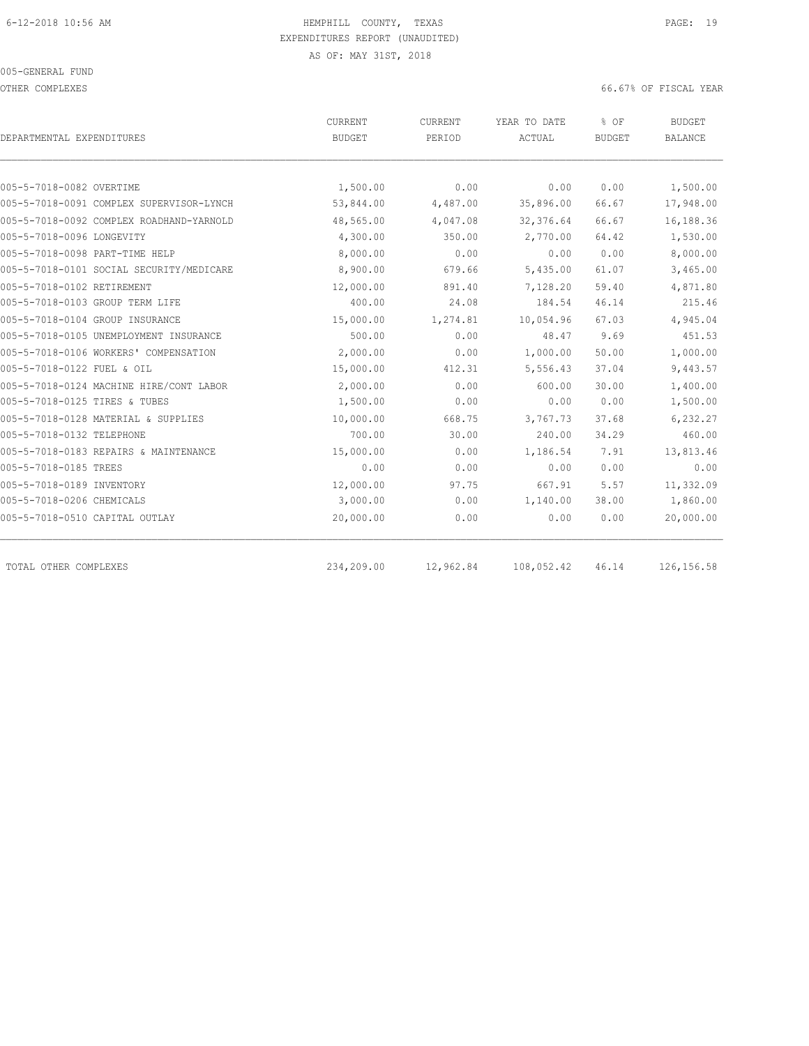HEMPHILL COUNTY, TEXAS
EXPENDITURES REPORT (UNAUDITED)
AS OF: MAY 31ST, 2018

005-GENERAL FUND

OTHER COMPLEXES

66.67% OF FISCAL YEAR

| DEPARTMENTAL EXPENDITURES | CURRENT BUDGET | CURRENT PERIOD | YEAR TO DATE ACTUAL | % OF BUDGET | BUDGET BALANCE |
|---|---|---|---|---|---|
| 005-5-7018-0082 OVERTIME | 1,500.00 | 0.00 | 0.00 | 0.00 | 1,500.00 |
| 005-5-7018-0091 COMPLEX SUPERVISOR-LYNCH | 53,844.00 | 4,487.00 | 35,896.00 | 66.67 | 17,948.00 |
| 005-5-7018-0092 COMPLEX ROADHAND-YARNOLD | 48,565.00 | 4,047.08 | 32,376.64 | 66.67 | 16,188.36 |
| 005-5-7018-0096 LONGEVITY | 4,300.00 | 350.00 | 2,770.00 | 64.42 | 1,530.00 |
| 005-5-7018-0098 PART-TIME HELP | 8,000.00 | 0.00 | 0.00 | 0.00 | 8,000.00 |
| 005-5-7018-0101 SOCIAL SECURITY/MEDICARE | 8,900.00 | 679.66 | 5,435.00 | 61.07 | 3,465.00 |
| 005-5-7018-0102 RETIREMENT | 12,000.00 | 891.40 | 7,128.20 | 59.40 | 4,871.80 |
| 005-5-7018-0103 GROUP TERM LIFE | 400.00 | 24.08 | 184.54 | 46.14 | 215.46 |
| 005-5-7018-0104 GROUP INSURANCE | 15,000.00 | 1,274.81 | 10,054.96 | 67.03 | 4,945.04 |
| 005-5-7018-0105 UNEMPLOYMENT INSURANCE | 500.00 | 0.00 | 48.47 | 9.69 | 451.53 |
| 005-5-7018-0106 WORKERS' COMPENSATION | 2,000.00 | 0.00 | 1,000.00 | 50.00 | 1,000.00 |
| 005-5-7018-0122 FUEL & OIL | 15,000.00 | 412.31 | 5,556.43 | 37.04 | 9,443.57 |
| 005-5-7018-0124 MACHINE HIRE/CONT LABOR | 2,000.00 | 0.00 | 600.00 | 30.00 | 1,400.00 |
| 005-5-7018-0125 TIRES & TUBES | 1,500.00 | 0.00 | 0.00 | 0.00 | 1,500.00 |
| 005-5-7018-0128 MATERIAL & SUPPLIES | 10,000.00 | 668.75 | 3,767.73 | 37.68 | 6,232.27 |
| 005-5-7018-0132 TELEPHONE | 700.00 | 30.00 | 240.00 | 34.29 | 460.00 |
| 005-5-7018-0183 REPAIRS & MAINTENANCE | 15,000.00 | 0.00 | 1,186.54 | 7.91 | 13,813.46 |
| 005-5-7018-0185 TREES | 0.00 | 0.00 | 0.00 | 0.00 | 0.00 |
| 005-5-7018-0189 INVENTORY | 12,000.00 | 97.75 | 667.91 | 5.57 | 11,332.09 |
| 005-5-7018-0206 CHEMICALS | 3,000.00 | 0.00 | 1,140.00 | 38.00 | 1,860.00 |
| 005-5-7018-0510 CAPITAL OUTLAY | 20,000.00 | 0.00 | 0.00 | 0.00 | 20,000.00 |
| TOTAL OTHER COMPLEXES | 234,209.00 | 12,962.84 | 108,052.42 | 46.14 | 126,156.58 |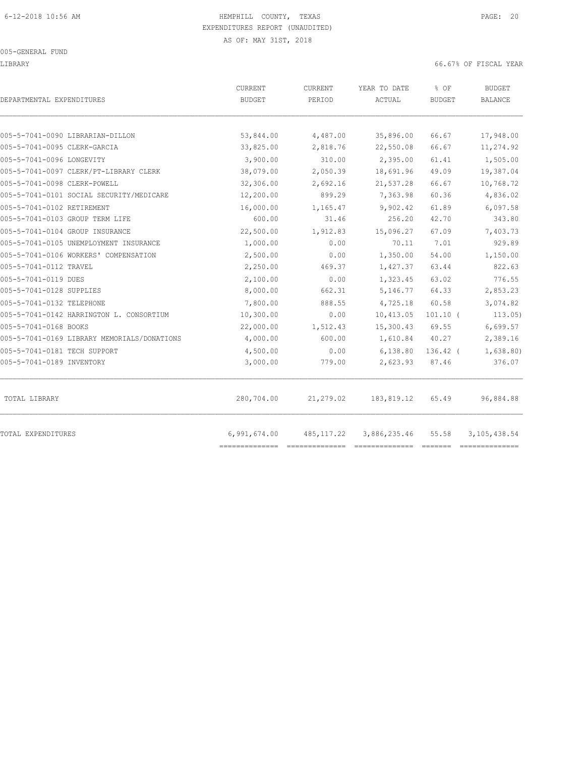HEMPHILL COUNTY, TEXAS
EXPENDITURES REPORT (UNAUDITED)
AS OF: MAY 31ST, 2018

005-GENERAL FUND

LIBRARY — 66.67% OF FISCAL YEAR

| DEPARTMENTAL EXPENDITURES | CURRENT BUDGET | CURRENT PERIOD | YEAR TO DATE ACTUAL | % OF BUDGET | BUDGET BALANCE |
|---|---|---|---|---|---|
| 005-5-7041-0090 LIBRARIAN-DILLON | 53,844.00 | 4,487.00 | 35,896.00 | 66.67 | 17,948.00 |
| 005-5-7041-0095 CLERK-GARCIA | 33,825.00 | 2,818.76 | 22,550.08 | 66.67 | 11,274.92 |
| 005-5-7041-0096 LONGEVITY | 3,900.00 | 310.00 | 2,395.00 | 61.41 | 1,505.00 |
| 005-5-7041-0097 CLERK/PT-LIBRARY CLERK | 38,079.00 | 2,050.39 | 18,691.96 | 49.09 | 19,387.04 |
| 005-5-7041-0098 CLERK-POWELL | 32,306.00 | 2,692.16 | 21,537.28 | 66.67 | 10,768.72 |
| 005-5-7041-0101 SOCIAL SECURITY/MEDICARE | 12,200.00 | 899.29 | 7,363.98 | 60.36 | 4,836.02 |
| 005-5-7041-0102 RETIREMENT | 16,000.00 | 1,165.47 | 9,902.42 | 61.89 | 6,097.58 |
| 005-5-7041-0103 GROUP TERM LIFE | 600.00 | 31.46 | 256.20 | 42.70 | 343.80 |
| 005-5-7041-0104 GROUP INSURANCE | 22,500.00 | 1,912.83 | 15,096.27 | 67.09 | 7,403.73 |
| 005-5-7041-0105 UNEMPLOYMENT INSURANCE | 1,000.00 | 0.00 | 70.11 | 7.01 | 929.89 |
| 005-5-7041-0106 WORKERS' COMPENSATION | 2,500.00 | 0.00 | 1,350.00 | 54.00 | 1,150.00 |
| 005-5-7041-0112 TRAVEL | 2,250.00 | 469.37 | 1,427.37 | 63.44 | 822.63 |
| 005-5-7041-0119 DUES | 2,100.00 | 0.00 | 1,323.45 | 63.02 | 776.55 |
| 005-5-7041-0128 SUPPLIES | 8,000.00 | 662.31 | 5,146.77 | 64.33 | 2,853.23 |
| 005-5-7041-0132 TELEPHONE | 7,800.00 | 888.55 | 4,725.18 | 60.58 | 3,074.82 |
| 005-5-7041-0142 HARRINGTON L. CONSORTIUM | 10,300.00 | 0.00 | 10,413.05 | 101.10 | ( 113.05) |
| 005-5-7041-0168 BOOKS | 22,000.00 | 1,512.43 | 15,300.43 | 69.55 | 6,699.57 |
| 005-5-7041-0169 LIBRARY MEMORIALS/DONATIONS | 4,000.00 | 600.00 | 1,610.84 | 40.27 | 2,389.16 |
| 005-5-7041-0181 TECH SUPPORT | 4,500.00 | 0.00 | 6,138.80 | 136.42 | ( 1,638.80) |
| 005-5-7041-0189 INVENTORY | 3,000.00 | 779.00 | 2,623.93 | 87.46 | 376.07 |
| TOTAL LIBRARY | 280,704.00 | 21,279.02 | 183,819.12 | 65.49 | 96,884.88 |
| TOTAL EXPENDITURES | 6,991,674.00 | 485,117.22 | 3,886,235.46 | 55.58 | 3,105,438.54 |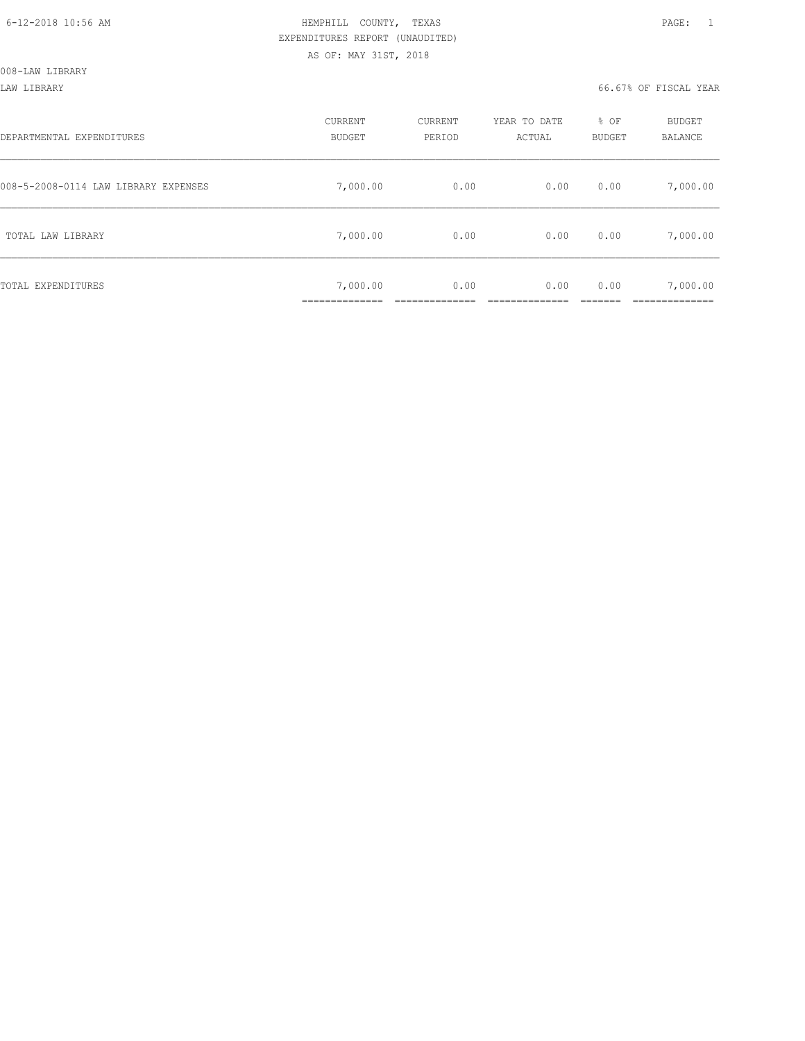HEMPHILL COUNTY, TEXAS
EXPENDITURES REPORT (UNAUDITED)
AS OF: MAY 31ST, 2018

008-LAW LIBRARY

LAW LIBRARY — 66.67% OF FISCAL YEAR

| DEPARTMENTAL EXPENDITURES | CURRENT BUDGET | CURRENT PERIOD | YEAR TO DATE ACTUAL | % OF BUDGET | BUDGET BALANCE |
|---|---|---|---|---|---|
| 008-5-2008-0114 LAW LIBRARY EXPENSES | 7,000.00 | 0.00 | 0.00 | 0.00 | 7,000.00 |
| TOTAL LAW LIBRARY | 7,000.00 | 0.00 | 0.00 | 0.00 | 7,000.00 |
| TOTAL EXPENDITURES | 7,000.00 | 0.00 | 0.00 | 0.00 | 7,000.00 |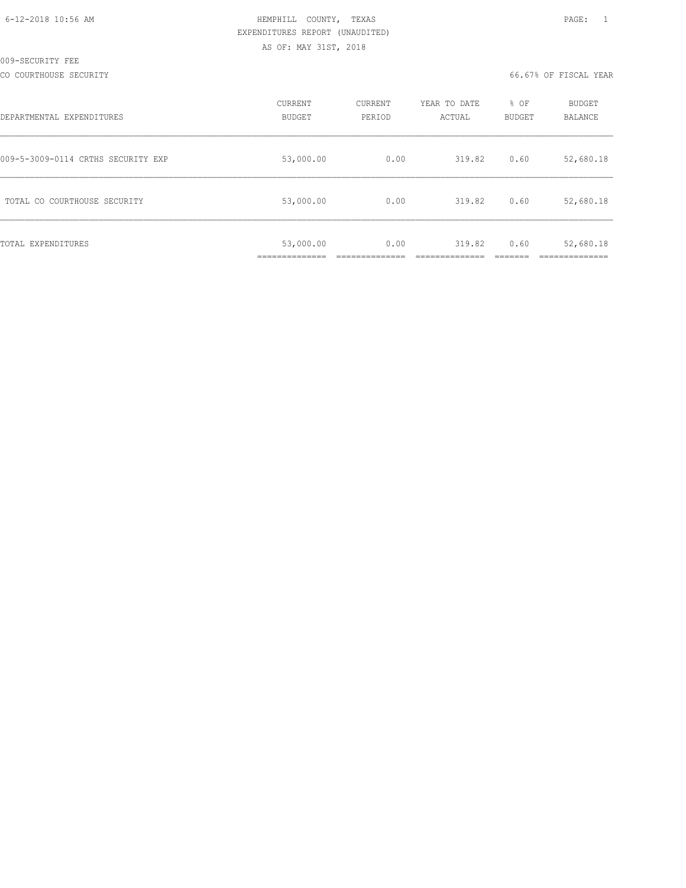HEMPHILL COUNTY, TEXAS
EXPENDITURES REPORT (UNAUDITED)
AS OF: MAY 31ST, 2018

6-12-2018 10:56 AM

009-SECURITY FEE

CO COURTHOUSE SECURITY

66.67% OF FISCAL YEAR

| DEPARTMENTAL EXPENDITURES | CURRENT BUDGET | CURRENT PERIOD | YEAR TO DATE ACTUAL | % OF BUDGET | BUDGET BALANCE |
|---|---|---|---|---|---|
| 009-5-3009-0114 CRTHS SECURITY EXP | 53,000.00 | 0.00 | 319.82 | 0.60 | 52,680.18 |
| TOTAL CO COURTHOUSE SECURITY | 53,000.00 | 0.00 | 319.82 | 0.60 | 52,680.18 |
| TOTAL EXPENDITURES | 53,000.00 | 0.00 | 319.82 | 0.60 | 52,680.18 |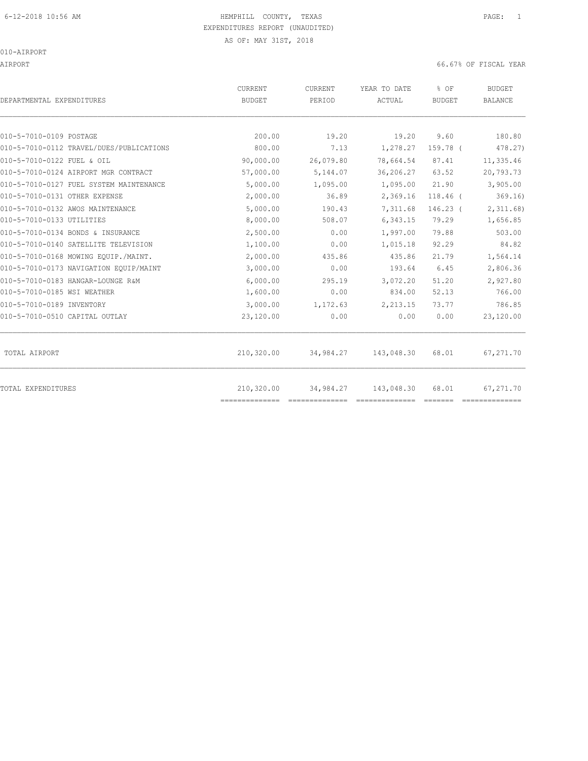HEMPHILL COUNTY, TEXAS
EXPENDITURES REPORT (UNAUDITED)
AS OF: MAY 31ST, 2018

010-AIRPORT

AIRPORT — 66.67% OF FISCAL YEAR

| DEPARTMENTAL EXPENDITURES | CURRENT BUDGET | CURRENT PERIOD | YEAR TO DATE ACTUAL | % OF BUDGET | BUDGET BALANCE |
|---|---|---|---|---|---|
| 010-5-7010-0109 POSTAGE | 200.00 | 19.20 | 19.20 | 9.60 | 180.80 |
| 010-5-7010-0112 TRAVEL/DUES/PUBLICATIONS | 800.00 | 7.13 | 1,278.27 | 159.78 ( | 478.27) |
| 010-5-7010-0122 FUEL & OIL | 90,000.00 | 26,079.80 | 78,664.54 | 87.41 | 11,335.46 |
| 010-5-7010-0124 AIRPORT MGR CONTRACT | 57,000.00 | 5,144.07 | 36,206.27 | 63.52 | 20,793.73 |
| 010-5-7010-0127 FUEL SYSTEM MAINTENANCE | 5,000.00 | 1,095.00 | 1,095.00 | 21.90 | 3,905.00 |
| 010-5-7010-0131 OTHER EXPENSE | 2,000.00 | 36.89 | 2,369.16 | 118.46 ( | 369.16) |
| 010-5-7010-0132 AWOS MAINTENANCE | 5,000.00 | 190.43 | 7,311.68 | 146.23 ( | 2,311.68) |
| 010-5-7010-0133 UTILITIES | 8,000.00 | 508.07 | 6,343.15 | 79.29 | 1,656.85 |
| 010-5-7010-0134 BONDS & INSURANCE | 2,500.00 | 0.00 | 1,997.00 | 79.88 | 503.00 |
| 010-5-7010-0140 SATELLITE TELEVISION | 1,100.00 | 0.00 | 1,015.18 | 92.29 | 84.82 |
| 010-5-7010-0168 MOWING EQUIP./MAINT. | 2,000.00 | 435.86 | 435.86 | 21.79 | 1,564.14 |
| 010-5-7010-0173 NAVIGATION EQUIP/MAINT | 3,000.00 | 0.00 | 193.64 | 6.45 | 2,806.36 |
| 010-5-7010-0183 HANGAR-LOUNGE R&M | 6,000.00 | 295.19 | 3,072.20 | 51.20 | 2,927.80 |
| 010-5-7010-0185 WSI WEATHER | 1,600.00 | 0.00 | 834.00 | 52.13 | 766.00 |
| 010-5-7010-0189 INVENTORY | 3,000.00 | 1,172.63 | 2,213.15 | 73.77 | 786.85 |
| 010-5-7010-0510 CAPITAL OUTLAY | 23,120.00 | 0.00 | 0.00 | 0.00 | 23,120.00 |
| TOTAL AIRPORT | 210,320.00 | 34,984.27 | 143,048.30 | 68.01 | 67,271.70 |
| TOTAL EXPENDITURES | 210,320.00 | 34,984.27 | 143,048.30 | 68.01 | 67,271.70 |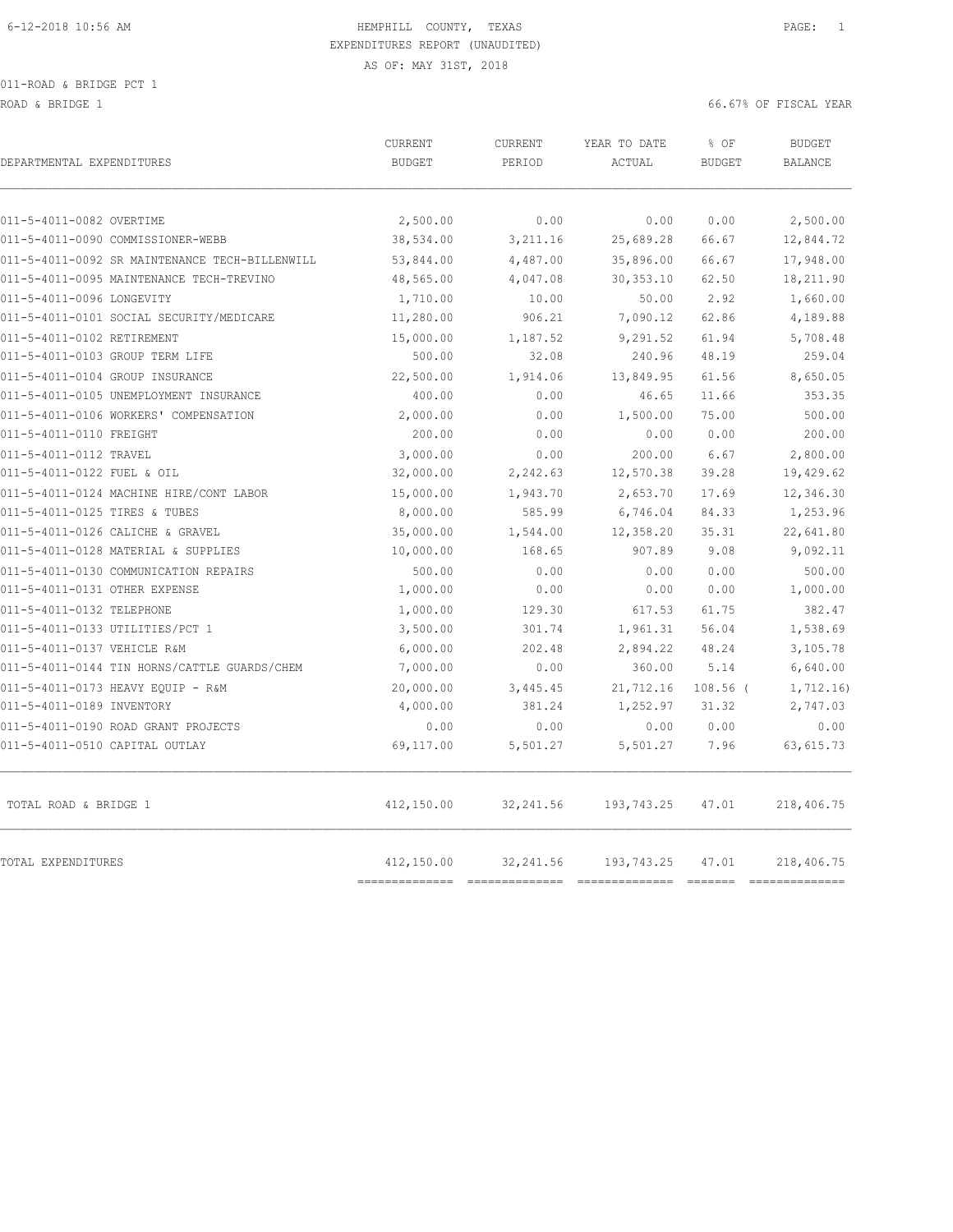6-12-2018 10:56 AM HEMPHILL COUNTY, TEXAS

EXPENDITURES REPORT (UNAUDITED)

AS OF: MAY 31ST, 2018

011-ROAD & BRIDGE PCT 1

ROAD & BRIDGE 1 66.67% OF FISCAL YEAR

| DEPARTMENTAL EXPENDITURES | CURRENT BUDGET | CURRENT PERIOD | YEAR TO DATE ACTUAL | % OF BUDGET | BUDGET BALANCE |
|---|---|---|---|---|---|
| 011-5-4011-0082 OVERTIME | 2,500.00 | 0.00 | 0.00 | 0.00 | 2,500.00 |
| 011-5-4011-0090 COMMISSIONER-WEBB | 38,534.00 | 3,211.16 | 25,689.28 | 66.67 | 12,844.72 |
| 011-5-4011-0092 SR MAINTENANCE TECH-BILLENWILL | 53,844.00 | 4,487.00 | 35,896.00 | 66.67 | 17,948.00 |
| 011-5-4011-0095 MAINTENANCE TECH-TREVINO | 48,565.00 | 4,047.08 | 30,353.10 | 62.50 | 18,211.90 |
| 011-5-4011-0096 LONGEVITY | 1,710.00 | 10.00 | 50.00 | 2.92 | 1,660.00 |
| 011-5-4011-0101 SOCIAL SECURITY/MEDICARE | 11,280.00 | 906.21 | 7,090.12 | 62.86 | 4,189.88 |
| 011-5-4011-0102 RETIREMENT | 15,000.00 | 1,187.52 | 9,291.52 | 61.94 | 5,708.48 |
| 011-5-4011-0103 GROUP TERM LIFE | 500.00 | 32.08 | 240.96 | 48.19 | 259.04 |
| 011-5-4011-0104 GROUP INSURANCE | 22,500.00 | 1,914.06 | 13,849.95 | 61.56 | 8,650.05 |
| 011-5-4011-0105 UNEMPLOYMENT INSURANCE | 400.00 | 0.00 | 46.65 | 11.66 | 353.35 |
| 011-5-4011-0106 WORKERS' COMPENSATION | 2,000.00 | 0.00 | 1,500.00 | 75.00 | 500.00 |
| 011-5-4011-0110 FREIGHT | 200.00 | 0.00 | 0.00 | 0.00 | 200.00 |
| 011-5-4011-0112 TRAVEL | 3,000.00 | 0.00 | 200.00 | 6.67 | 2,800.00 |
| 011-5-4011-0122 FUEL & OIL | 32,000.00 | 2,242.63 | 12,570.38 | 39.28 | 19,429.62 |
| 011-5-4011-0124 MACHINE HIRE/CONT LABOR | 15,000.00 | 1,943.70 | 2,653.70 | 17.69 | 12,346.30 |
| 011-5-4011-0125 TIRES & TUBES | 8,000.00 | 585.99 | 6,746.04 | 84.33 | 1,253.96 |
| 011-5-4011-0126 CALICHE & GRAVEL | 35,000.00 | 1,544.00 | 12,358.20 | 35.31 | 22,641.80 |
| 011-5-4011-0128 MATERIAL & SUPPLIES | 10,000.00 | 168.65 | 907.89 | 9.08 | 9,092.11 |
| 011-5-4011-0130 COMMUNICATION REPAIRS | 500.00 | 0.00 | 0.00 | 0.00 | 500.00 |
| 011-5-4011-0131 OTHER EXPENSE | 1,000.00 | 0.00 | 0.00 | 0.00 | 1,000.00 |
| 011-5-4011-0132 TELEPHONE | 1,000.00 | 129.30 | 617.53 | 61.75 | 382.47 |
| 011-5-4011-0133 UTILITIES/PCT 1 | 3,500.00 | 301.74 | 1,961.31 | 56.04 | 1,538.69 |
| 011-5-4011-0137 VEHICLE R&M | 6,000.00 | 202.48 | 2,894.22 | 48.24 | 3,105.78 |
| 011-5-4011-0144 TIN HORNS/CATTLE GUARDS/CHEM | 7,000.00 | 0.00 | 360.00 | 5.14 | 6,640.00 |
| 011-5-4011-0173 HEAVY EQUIP - R&M | 20,000.00 | 3,445.45 | 21,712.16 | 108.56 | ( 1,712.16) |
| 011-5-4011-0189 INVENTORY | 4,000.00 | 381.24 | 1,252.97 | 31.32 | 2,747.03 |
| 011-5-4011-0190 ROAD GRANT PROJECTS | 0.00 | 0.00 | 0.00 | 0.00 | 0.00 |
| 011-5-4011-0510 CAPITAL OUTLAY | 69,117.00 | 5,501.27 | 5,501.27 | 7.96 | 63,615.73 |
| TOTAL ROAD & BRIDGE 1 | 412,150.00 | 32,241.56 | 193,743.25 | 47.01 | 218,406.75 |
| TOTAL EXPENDITURES | 412,150.00 | 32,241.56 | 193,743.25 | 47.01 | 218,406.75 |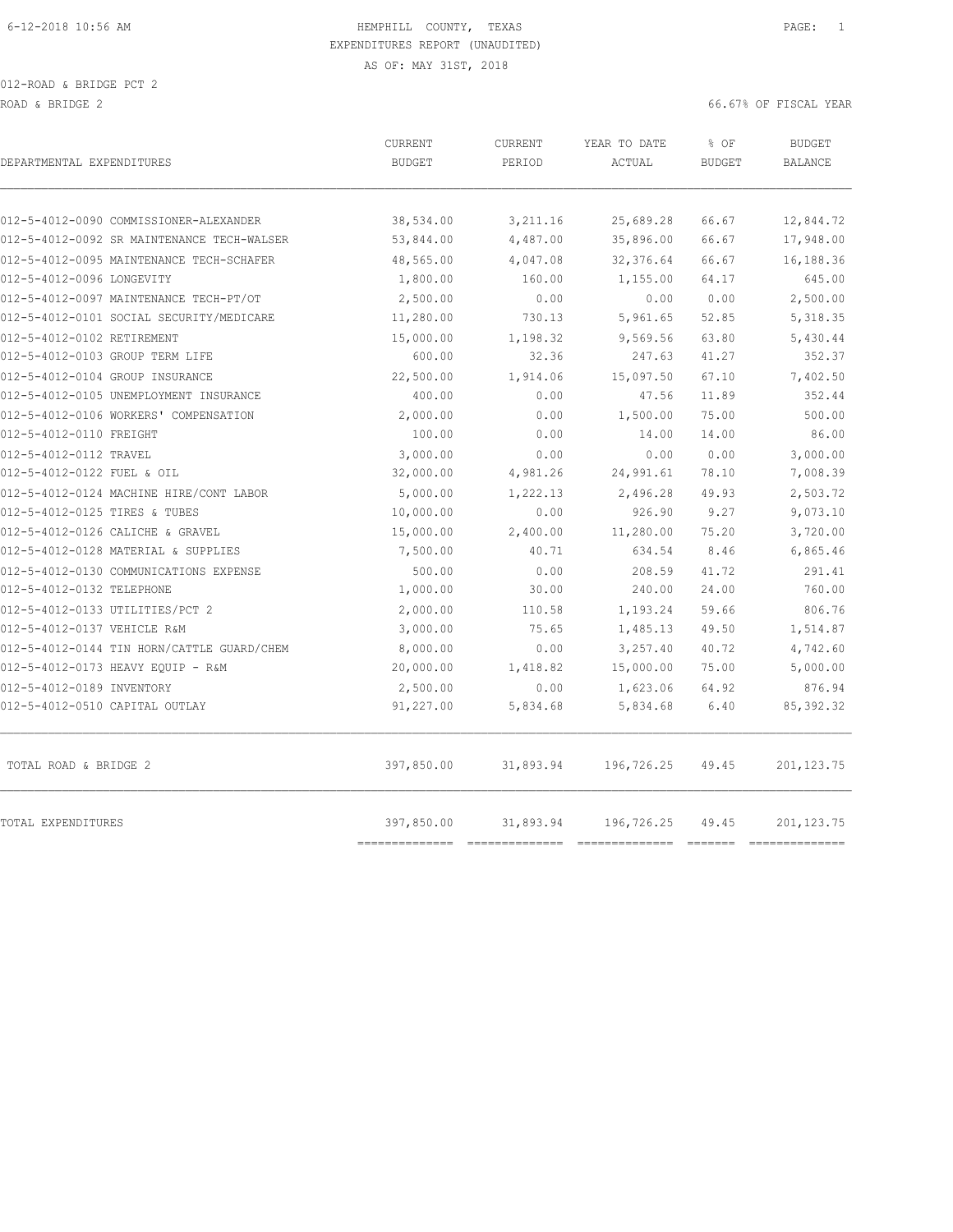HEMPHILL COUNTY, TEXAS
EXPENDITURES REPORT (UNAUDITED)
AS OF: MAY 31ST, 2018

012-ROAD & BRIDGE PCT 2
ROAD & BRIDGE 2 — 66.67% OF FISCAL YEAR

| DEPARTMENTAL EXPENDITURES | CURRENT BUDGET | CURRENT PERIOD | YEAR TO DATE ACTUAL | % OF BUDGET | BUDGET BALANCE |
|---|---|---|---|---|---|
| 012-5-4012-0090 COMMISSIONER-ALEXANDER | 38,534.00 | 3,211.16 | 25,689.28 | 66.67 | 12,844.72 |
| 012-5-4012-0092 SR MAINTENANCE TECH-WALSER | 53,844.00 | 4,487.00 | 35,896.00 | 66.67 | 17,948.00 |
| 012-5-4012-0095 MAINTENANCE TECH-SCHAFER | 48,565.00 | 4,047.08 | 32,376.64 | 66.67 | 16,188.36 |
| 012-5-4012-0096 LONGEVITY | 1,800.00 | 160.00 | 1,155.00 | 64.17 | 645.00 |
| 012-5-4012-0097 MAINTENANCE TECH-PT/OT | 2,500.00 | 0.00 | 0.00 | 0.00 | 2,500.00 |
| 012-5-4012-0101 SOCIAL SECURITY/MEDICARE | 11,280.00 | 730.13 | 5,961.65 | 52.85 | 5,318.35 |
| 012-5-4012-0102 RETIREMENT | 15,000.00 | 1,198.32 | 9,569.56 | 63.80 | 5,430.44 |
| 012-5-4012-0103 GROUP TERM LIFE | 600.00 | 32.36 | 247.63 | 41.27 | 352.37 |
| 012-5-4012-0104 GROUP INSURANCE | 22,500.00 | 1,914.06 | 15,097.50 | 67.10 | 7,402.50 |
| 012-5-4012-0105 UNEMPLOYMENT INSURANCE | 400.00 | 0.00 | 47.56 | 11.89 | 352.44 |
| 012-5-4012-0106 WORKERS' COMPENSATION | 2,000.00 | 0.00 | 1,500.00 | 75.00 | 500.00 |
| 012-5-4012-0110 FREIGHT | 100.00 | 0.00 | 14.00 | 14.00 | 86.00 |
| 012-5-4012-0112 TRAVEL | 3,000.00 | 0.00 | 0.00 | 0.00 | 3,000.00 |
| 012-5-4012-0122 FUEL & OIL | 32,000.00 | 4,981.26 | 24,991.61 | 78.10 | 7,008.39 |
| 012-5-4012-0124 MACHINE HIRE/CONT LABOR | 5,000.00 | 1,222.13 | 2,496.28 | 49.93 | 2,503.72 |
| 012-5-4012-0125 TIRES & TUBES | 10,000.00 | 0.00 | 926.90 | 9.27 | 9,073.10 |
| 012-5-4012-0126 CALICHE & GRAVEL | 15,000.00 | 2,400.00 | 11,280.00 | 75.20 | 3,720.00 |
| 012-5-4012-0128 MATERIAL & SUPPLIES | 7,500.00 | 40.71 | 634.54 | 8.46 | 6,865.46 |
| 012-5-4012-0130 COMMUNICATIONS EXPENSE | 500.00 | 0.00 | 208.59 | 41.72 | 291.41 |
| 012-5-4012-0132 TELEPHONE | 1,000.00 | 30.00 | 240.00 | 24.00 | 760.00 |
| 012-5-4012-0133 UTILITIES/PCT 2 | 2,000.00 | 110.58 | 1,193.24 | 59.66 | 806.76 |
| 012-5-4012-0137 VEHICLE R&M | 3,000.00 | 75.65 | 1,485.13 | 49.50 | 1,514.87 |
| 012-5-4012-0144 TIN HORN/CATTLE GUARD/CHEM | 8,000.00 | 0.00 | 3,257.40 | 40.72 | 4,742.60 |
| 012-5-4012-0173 HEAVY EQUIP - R&M | 20,000.00 | 1,418.82 | 15,000.00 | 75.00 | 5,000.00 |
| 012-5-4012-0189 INVENTORY | 2,500.00 | 0.00 | 1,623.06 | 64.92 | 876.94 |
| 012-5-4012-0510 CAPITAL OUTLAY | 91,227.00 | 5,834.68 | 5,834.68 | 6.40 | 85,392.32 |
| TOTAL ROAD & BRIDGE 2 | 397,850.00 | 31,893.94 | 196,726.25 | 49.45 | 201,123.75 |
| TOTAL EXPENDITURES | 397,850.00 | 31,893.94 | 196,726.25 | 49.45 | 201,123.75 |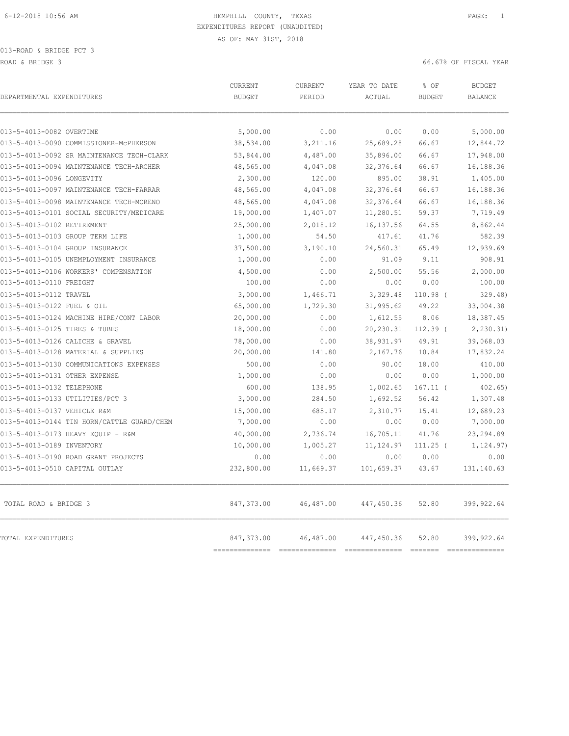HEMPHILL COUNTY, TEXAS

EXPENDITURES REPORT (UNAUDITED)

AS OF: MAY 31ST, 2018

013-ROAD & BRIDGE PCT 3

ROAD & BRIDGE 3 — 66.67% OF FISCAL YEAR

| DEPARTMENTAL EXPENDITURES | CURRENT BUDGET | CURRENT PERIOD | YEAR TO DATE ACTUAL | % OF BUDGET | BUDGET BALANCE |
|---|---|---|---|---|---|
| 013-5-4013-0082 OVERTIME | 5,000.00 | 0.00 | 0.00 | 0.00 | 5,000.00 |
| 013-5-4013-0090 COMMISSIONER-McPHERSON | 38,534.00 | 3,211.16 | 25,689.28 | 66.67 | 12,844.72 |
| 013-5-4013-0092 SR MAINTENANCE TECH-CLARK | 53,844.00 | 4,487.00 | 35,896.00 | 66.67 | 17,948.00 |
| 013-5-4013-0094 MAINTENANCE TECH-ARCHER | 48,565.00 | 4,047.08 | 32,376.64 | 66.67 | 16,188.36 |
| 013-5-4013-0096 LONGEVITY | 2,300.00 | 120.00 | 895.00 | 38.91 | 1,405.00 |
| 013-5-4013-0097 MAINTENANCE TECH-FARRAR | 48,565.00 | 4,047.08 | 32,376.64 | 66.67 | 16,188.36 |
| 013-5-4013-0098 MAINTENANCE TECH-MORENO | 48,565.00 | 4,047.08 | 32,376.64 | 66.67 | 16,188.36 |
| 013-5-4013-0101 SOCIAL SECURITY/MEDICARE | 19,000.00 | 1,407.07 | 11,280.51 | 59.37 | 7,719.49 |
| 013-5-4013-0102 RETIREMENT | 25,000.00 | 2,018.12 | 16,137.56 | 64.55 | 8,862.44 |
| 013-5-4013-0103 GROUP TERM LIFE | 1,000.00 | 54.50 | 417.61 | 41.76 | 582.39 |
| 013-5-4013-0104 GROUP INSURANCE | 37,500.00 | 3,190.10 | 24,560.31 | 65.49 | 12,939.69 |
| 013-5-4013-0105 UNEMPLOYMENT INSURANCE | 1,000.00 | 0.00 | 91.09 | 9.11 | 908.91 |
| 013-5-4013-0106 WORKERS' COMPENSATION | 4,500.00 | 0.00 | 2,500.00 | 55.56 | 2,000.00 |
| 013-5-4013-0110 FREIGHT | 100.00 | 0.00 | 0.00 | 0.00 | 100.00 |
| 013-5-4013-0112 TRAVEL | 3,000.00 | 1,466.71 | 3,329.48 | 110.98 ( | 329.48) |
| 013-5-4013-0122 FUEL & OIL | 65,000.00 | 1,729.30 | 31,995.62 | 49.22 | 33,004.38 |
| 013-5-4013-0124 MACHINE HIRE/CONT LABOR | 20,000.00 | 0.00 | 1,612.55 | 8.06 | 18,387.45 |
| 013-5-4013-0125 TIRES & TUBES | 18,000.00 | 0.00 | 20,230.31 | 112.39 ( | 2,230.31) |
| 013-5-4013-0126 CALICHE & GRAVEL | 78,000.00 | 0.00 | 38,931.97 | 49.91 | 39,068.03 |
| 013-5-4013-0128 MATERIAL & SUPPLIES | 20,000.00 | 141.80 | 2,167.76 | 10.84 | 17,832.24 |
| 013-5-4013-0130 COMMUNICATIONS EXPENSES | 500.00 | 0.00 | 90.00 | 18.00 | 410.00 |
| 013-5-4013-0131 OTHER EXPENSE | 1,000.00 | 0.00 | 0.00 | 0.00 | 1,000.00 |
| 013-5-4013-0132 TELEPHONE | 600.00 | 138.95 | 1,002.65 | 167.11 ( | 402.65) |
| 013-5-4013-0133 UTILITIES/PCT 3 | 3,000.00 | 284.50 | 1,692.52 | 56.42 | 1,307.48 |
| 013-5-4013-0137 VEHICLE R&M | 15,000.00 | 685.17 | 2,310.77 | 15.41 | 12,689.23 |
| 013-5-4013-0144 TIN HORN/CATTLE GUARD/CHEM | 7,000.00 | 0.00 | 0.00 | 0.00 | 7,000.00 |
| 013-5-4013-0173 HEAVY EQUIP - R&M | 40,000.00 | 2,736.74 | 16,705.11 | 41.76 | 23,294.89 |
| 013-5-4013-0189 INVENTORY | 10,000.00 | 1,005.27 | 11,124.97 | 111.25 ( | 1,124.97) |
| 013-5-4013-0190 ROAD GRANT PROJECTS | 0.00 | 0.00 | 0.00 | 0.00 | 0.00 |
| 013-5-4013-0510 CAPITAL OUTLAY | 232,800.00 | 11,669.37 | 101,659.37 | 43.67 | 131,140.63 |
| TOTAL ROAD & BRIDGE 3 | 847,373.00 | 46,487.00 | 447,450.36 | 52.80 | 399,922.64 |
| TOTAL EXPENDITURES | 847,373.00 | 46,487.00 | 447,450.36 | 52.80 | 399,922.64 |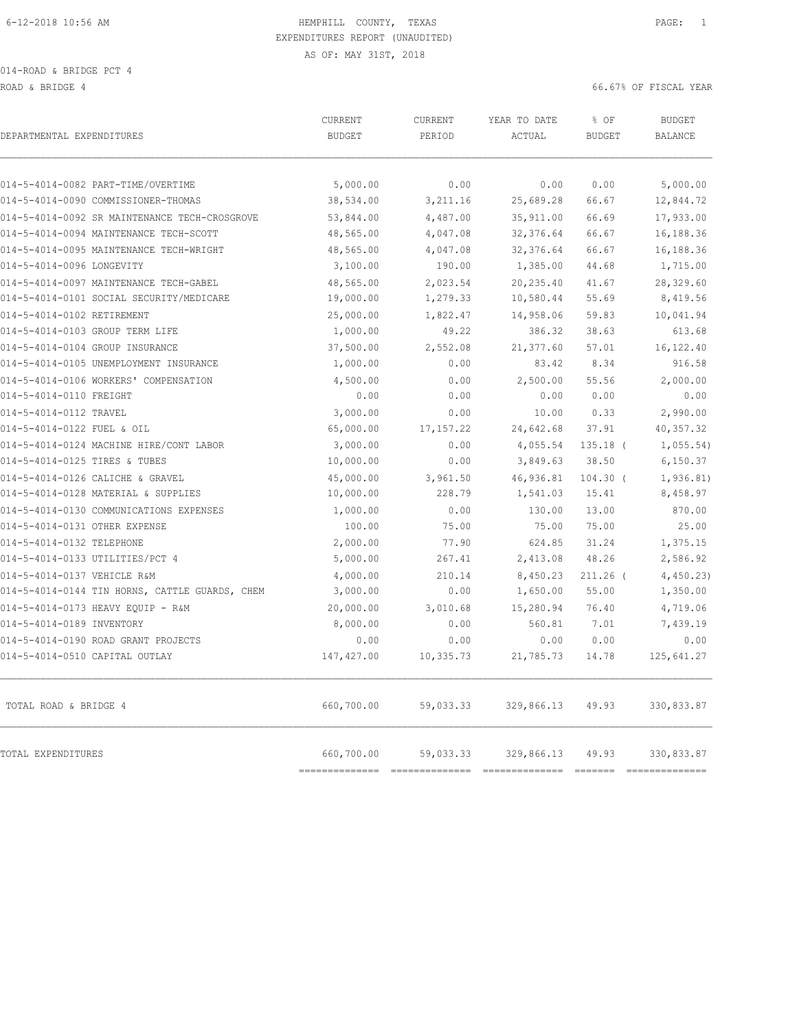6-12-2018 10:56 AM HEMPHILL COUNTY, TEXAS

EXPENDITURES REPORT (UNAUDITED)

AS OF: MAY 31ST, 2018

014-ROAD & BRIDGE PCT 4

ROAD & BRIDGE 4 66.67% OF FISCAL YEAR

| DEPARTMENTAL EXPENDITURES | CURRENT BUDGET | CURRENT PERIOD | YEAR TO DATE ACTUAL | % OF BUDGET | BUDGET BALANCE |
|---|---|---|---|---|---|
| 014-5-4014-0082 PART-TIME/OVERTIME | 5,000.00 | 0.00 | 0.00 | 0.00 | 5,000.00 |
| 014-5-4014-0090 COMMISSIONER-THOMAS | 38,534.00 | 3,211.16 | 25,689.28 | 66.67 | 12,844.72 |
| 014-5-4014-0092 SR MAINTENANCE TECH-CROSGROVE | 53,844.00 | 4,487.00 | 35,911.00 | 66.69 | 17,933.00 |
| 014-5-4014-0094 MAINTENANCE TECH-SCOTT | 48,565.00 | 4,047.08 | 32,376.64 | 66.67 | 16,188.36 |
| 014-5-4014-0095 MAINTENANCE TECH-WRIGHT | 48,565.00 | 4,047.08 | 32,376.64 | 66.67 | 16,188.36 |
| 014-5-4014-0096 LONGEVITY | 3,100.00 | 190.00 | 1,385.00 | 44.68 | 1,715.00 |
| 014-5-4014-0097 MAINTENANCE TECH-GABEL | 48,565.00 | 2,023.54 | 20,235.40 | 41.67 | 28,329.60 |
| 014-5-4014-0101 SOCIAL SECURITY/MEDICARE | 19,000.00 | 1,279.33 | 10,580.44 | 55.69 | 8,419.56 |
| 014-5-4014-0102 RETIREMENT | 25,000.00 | 1,822.47 | 14,958.06 | 59.83 | 10,041.94 |
| 014-5-4014-0103 GROUP TERM LIFE | 1,000.00 | 49.22 | 386.32 | 38.63 | 613.68 |
| 014-5-4014-0104 GROUP INSURANCE | 37,500.00 | 2,552.08 | 21,377.60 | 57.01 | 16,122.40 |
| 014-5-4014-0105 UNEMPLOYMENT INSURANCE | 1,000.00 | 0.00 | 83.42 | 8.34 | 916.58 |
| 014-5-4014-0106 WORKERS' COMPENSATION | 4,500.00 | 0.00 | 2,500.00 | 55.56 | 2,000.00 |
| 014-5-4014-0110 FREIGHT | 0.00 | 0.00 | 0.00 | 0.00 | 0.00 |
| 014-5-4014-0112 TRAVEL | 3,000.00 | 0.00 | 10.00 | 0.33 | 2,990.00 |
| 014-5-4014-0122 FUEL & OIL | 65,000.00 | 17,157.22 | 24,642.68 | 37.91 | 40,357.32 |
| 014-5-4014-0124 MACHINE HIRE/CONT LABOR | 3,000.00 | 0.00 | 4,055.54 | 135.18 ( | 1,055.54) |
| 014-5-4014-0125 TIRES & TUBES | 10,000.00 | 0.00 | 3,849.63 | 38.50 | 6,150.37 |
| 014-5-4014-0126 CALICHE & GRAVEL | 45,000.00 | 3,961.50 | 46,936.81 | 104.30 ( | 1,936.81) |
| 014-5-4014-0128 MATERIAL & SUPPLIES | 10,000.00 | 228.79 | 1,541.03 | 15.41 | 8,458.97 |
| 014-5-4014-0130 COMMUNICATIONS EXPENSES | 1,000.00 | 0.00 | 130.00 | 13.00 | 870.00 |
| 014-5-4014-0131 OTHER EXPENSE | 100.00 | 75.00 | 75.00 | 75.00 | 25.00 |
| 014-5-4014-0132 TELEPHONE | 2,000.00 | 77.90 | 624.85 | 31.24 | 1,375.15 |
| 014-5-4014-0133 UTILITIES/PCT 4 | 5,000.00 | 267.41 | 2,413.08 | 48.26 | 2,586.92 |
| 014-5-4014-0137 VEHICLE R&M | 4,000.00 | 210.14 | 8,450.23 | 211.26 ( | 4,450.23) |
| 014-5-4014-0144 TIN HORNS, CATTLE GUARDS, CHEM | 3,000.00 | 0.00 | 1,650.00 | 55.00 | 1,350.00 |
| 014-5-4014-0173 HEAVY EQUIP - R&M | 20,000.00 | 3,010.68 | 15,280.94 | 76.40 | 4,719.06 |
| 014-5-4014-0189 INVENTORY | 8,000.00 | 0.00 | 560.81 | 7.01 | 7,439.19 |
| 014-5-4014-0190 ROAD GRANT PROJECTS | 0.00 | 0.00 | 0.00 | 0.00 | 0.00 |
| 014-5-4014-0510 CAPITAL OUTLAY | 147,427.00 | 10,335.73 | 21,785.73 | 14.78 | 125,641.27 |
| TOTAL ROAD & BRIDGE 4 | 660,700.00 | 59,033.33 | 329,866.13 | 49.93 | 330,833.87 |
| TOTAL EXPENDITURES | 660,700.00 | 59,033.33 | 329,866.13 | 49.93 | 330,833.87 |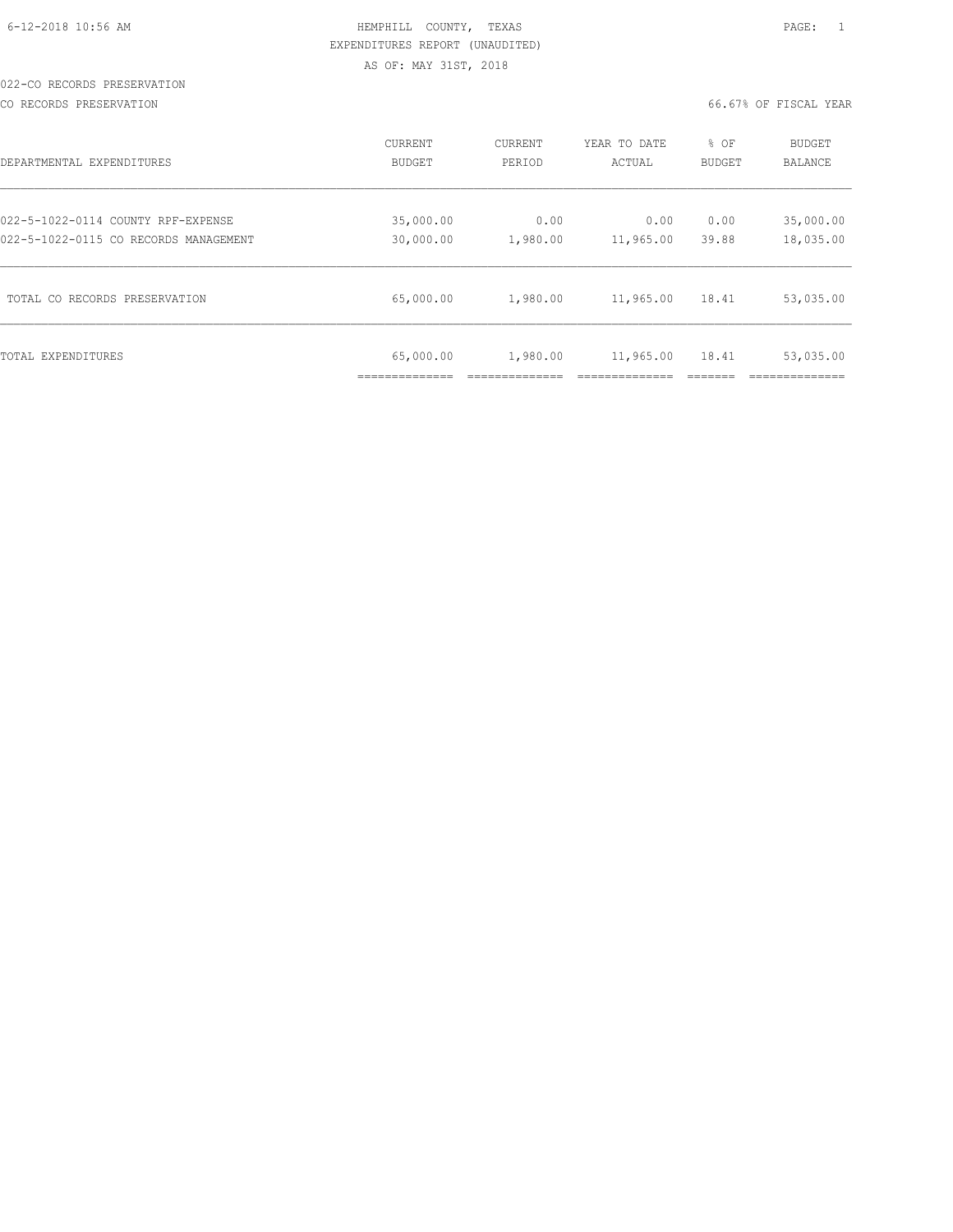HEMPHILL COUNTY, TEXAS
EXPENDITURES REPORT (UNAUDITED)
AS OF: MAY 31ST, 2018

022-CO RECORDS PRESERVATION

CO RECORDS PRESERVATION — 66.67% OF FISCAL YEAR

| DEPARTMENTAL EXPENDITURES | CURRENT BUDGET | CURRENT PERIOD | YEAR TO DATE ACTUAL | % OF BUDGET | BUDGET BALANCE |
|---|---|---|---|---|---|
| 022-5-1022-0114 COUNTY RPF-EXPENSE | 35,000.00 | 0.00 | 0.00 | 0.00 | 35,000.00 |
| 022-5-1022-0115 CO RECORDS MANAGEMENT | 30,000.00 | 1,980.00 | 11,965.00 | 39.88 | 18,035.00 |
| TOTAL CO RECORDS PRESERVATION | 65,000.00 | 1,980.00 | 11,965.00 | 18.41 | 53,035.00 |
| TOTAL EXPENDITURES | 65,000.00 | 1,980.00 | 11,965.00 | 18.41 | 53,035.00 |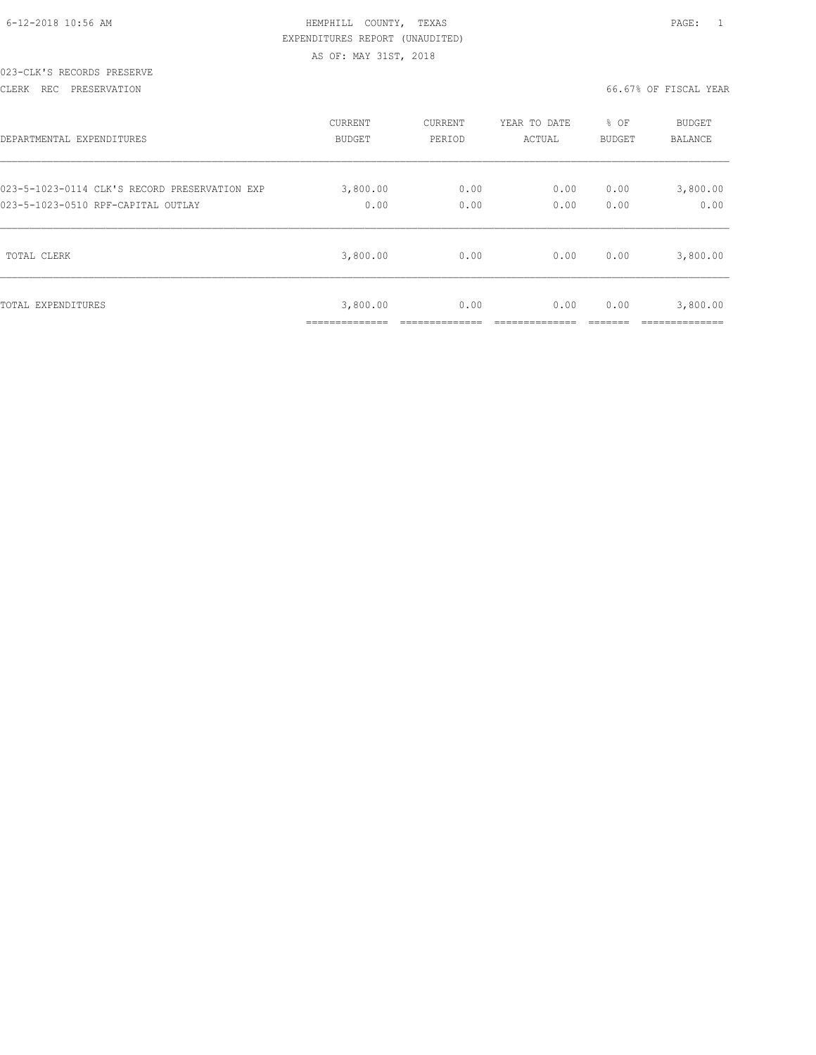6-12-2018 10:56 AM

HEMPHILL COUNTY, TEXAS

EXPENDITURES REPORT (UNAUDITED)

AS OF: MAY 31ST, 2018

023-CLK'S RECORDS PRESERVE

CLERK REC PRESERVATION

66.67% OF FISCAL YEAR

| DEPARTMENTAL EXPENDITURES | CURRENT BUDGET | CURRENT PERIOD | YEAR TO DATE ACTUAL | % OF BUDGET | BUDGET BALANCE |
|---|---|---|---|---|---|
| 023-5-1023-0114 CLK'S RECORD PRESERVATION EXP | 3,800.00 | 0.00 | 0.00 | 0.00 | 3,800.00 |
| 023-5-1023-0510 RPF-CAPITAL OUTLAY | 0.00 | 0.00 | 0.00 | 0.00 | 0.00 |
| TOTAL CLERK | 3,800.00 | 0.00 | 0.00 | 0.00 | 3,800.00 |
| TOTAL EXPENDITURES | 3,800.00 | 0.00 | 0.00 | 0.00 | 3,800.00 |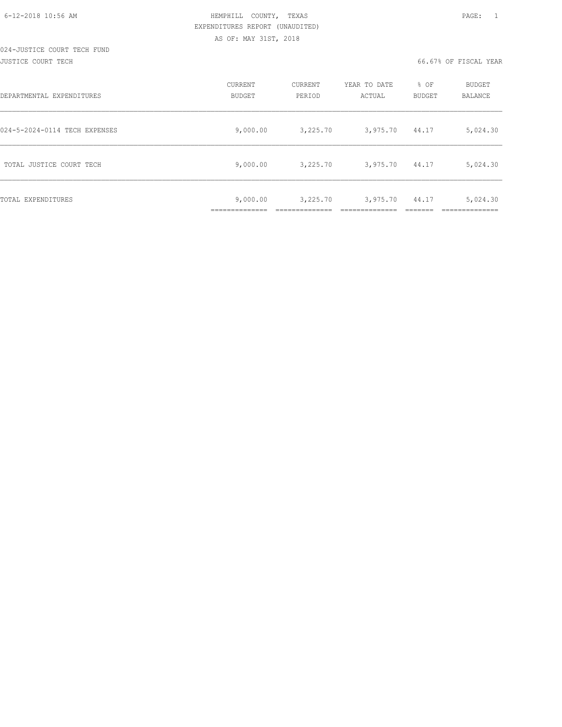HEMPHILL COUNTY, TEXAS
EXPENDITURES REPORT (UNAUDITED)
AS OF: MAY 31ST, 2018

024-JUSTICE COURT TECH FUND
JUSTICE COURT TECH

66.67% OF FISCAL YEAR

| DEPARTMENTAL EXPENDITURES | CURRENT BUDGET | CURRENT PERIOD | YEAR TO DATE ACTUAL | % OF BUDGET | BUDGET BALANCE |
|---|---|---|---|---|---|
| 024-5-2024-0114 TECH EXPENSES | 9,000.00 | 3,225.70 | 3,975.70 | 44.17 | 5,024.30 |
| TOTAL JUSTICE COURT TECH | 9,000.00 | 3,225.70 | 3,975.70 | 44.17 | 5,024.30 |
| TOTAL EXPENDITURES | 9,000.00 | 3,225.70 | 3,975.70 | 44.17 | 5,024.30 |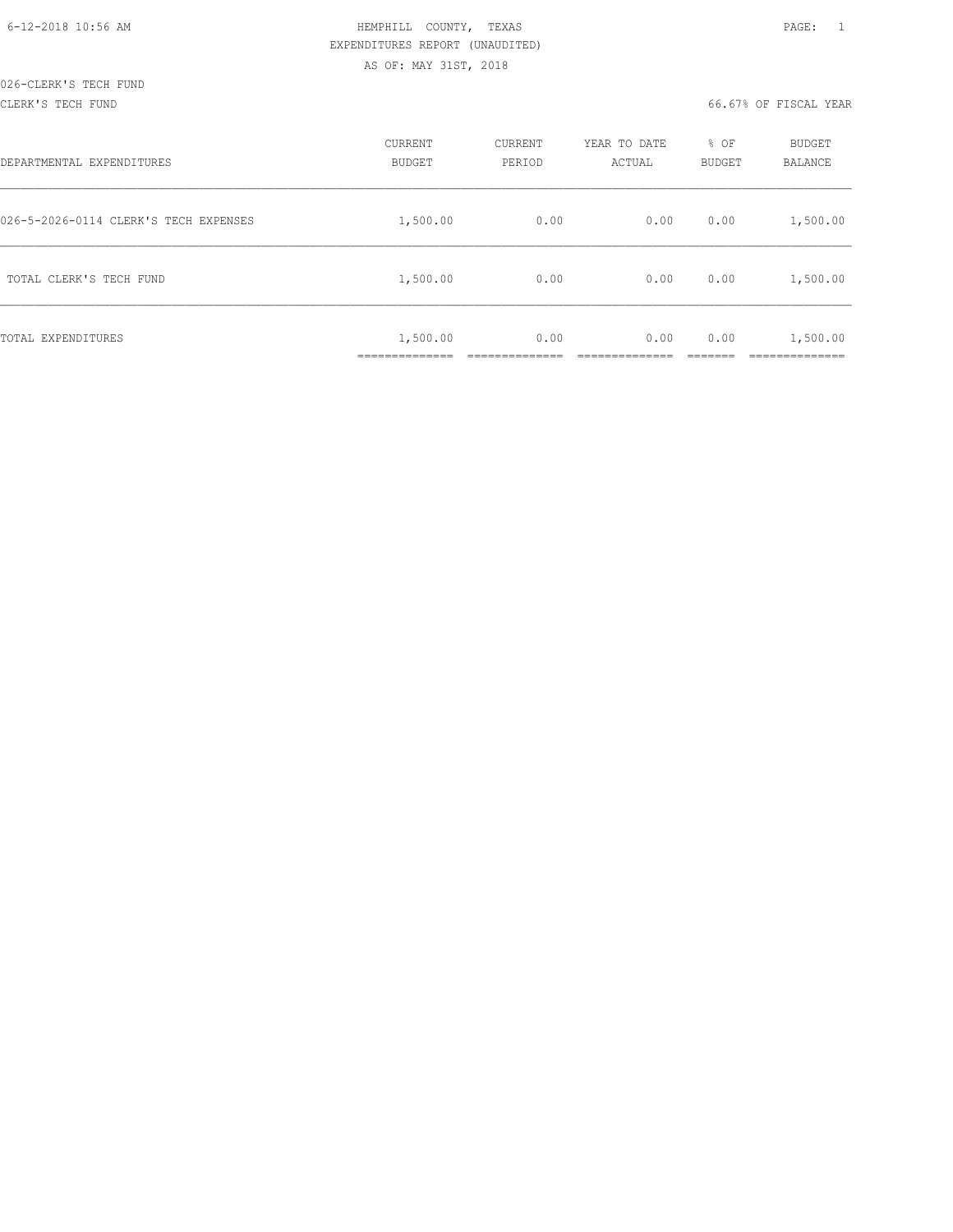6-12-2018 10:56 AM

HEMPHILL COUNTY, TEXAS

EXPENDITURES REPORT (UNAUDITED)

AS OF: MAY 31ST, 2018

026-CLERK'S TECH FUND

CLERK'S TECH FUND

66.67% OF FISCAL YEAR

| DEPARTMENTAL EXPENDITURES | CURRENT BUDGET | CURRENT PERIOD | YEAR TO DATE ACTUAL | % OF BUDGET | BUDGET BALANCE |
|---|---|---|---|---|---|
| 026-5-2026-0114 CLERK'S TECH EXPENSES | 1,500.00 | 0.00 | 0.00 | 0.00 | 1,500.00 |
| TOTAL CLERK'S TECH FUND | 1,500.00 | 0.00 | 0.00 | 0.00 | 1,500.00 |
| TOTAL EXPENDITURES | 1,500.00 | 0.00 | 0.00 | 0.00 | 1,500.00 |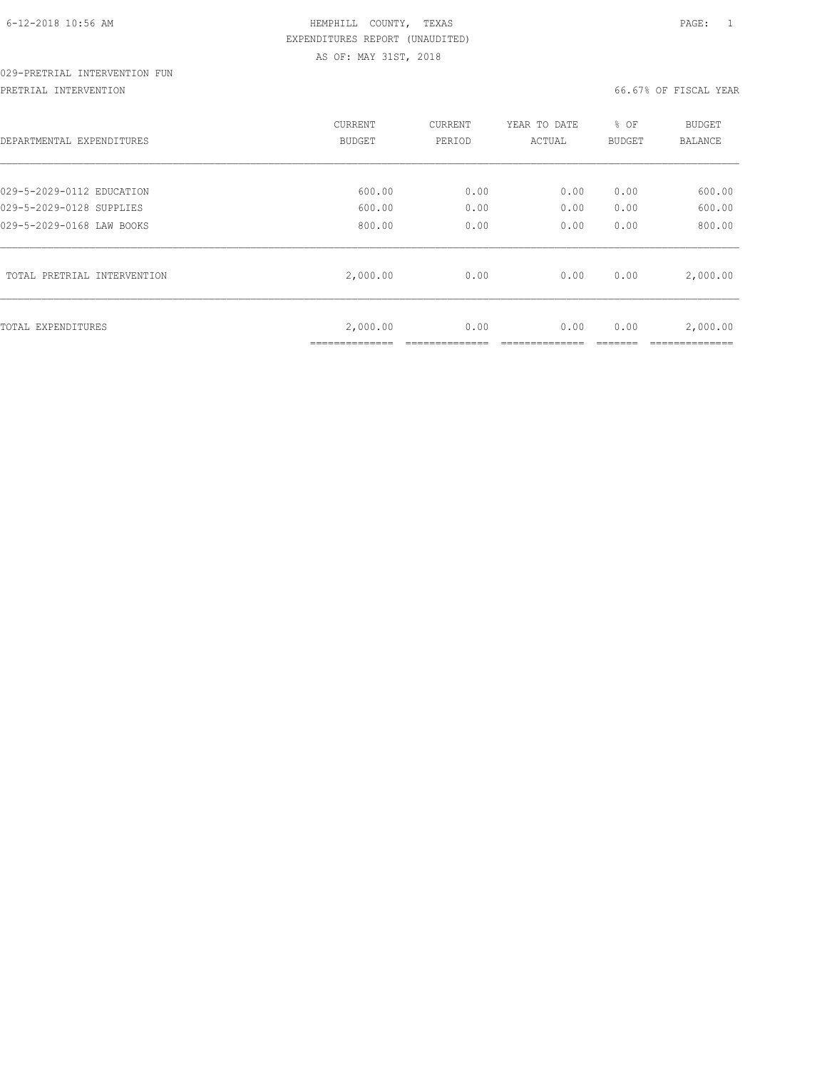HEMPHILL COUNTY, TEXAS
EXPENDITURES REPORT (UNAUDITED)
AS OF: MAY 31ST, 2018

029-PRETRIAL INTERVENTION FUN

PRETRIAL INTERVENTION — 66.67% OF FISCAL YEAR

| DEPARTMENTAL EXPENDITURES | CURRENT BUDGET | CURRENT PERIOD | YEAR TO DATE ACTUAL | % OF BUDGET | BUDGET BALANCE |
|---|---|---|---|---|---|
| 029-5-2029-0112 EDUCATION | 600.00 | 0.00 | 0.00 | 0.00 | 600.00 |
| 029-5-2029-0128 SUPPLIES | 600.00 | 0.00 | 0.00 | 0.00 | 600.00 |
| 029-5-2029-0168 LAW BOOKS | 800.00 | 0.00 | 0.00 | 0.00 | 800.00 |
| TOTAL PRETRIAL INTERVENTION | 2,000.00 | 0.00 | 0.00 | 0.00 | 2,000.00 |
| TOTAL EXPENDITURES | 2,000.00 | 0.00 | 0.00 | 0.00 | 2,000.00 |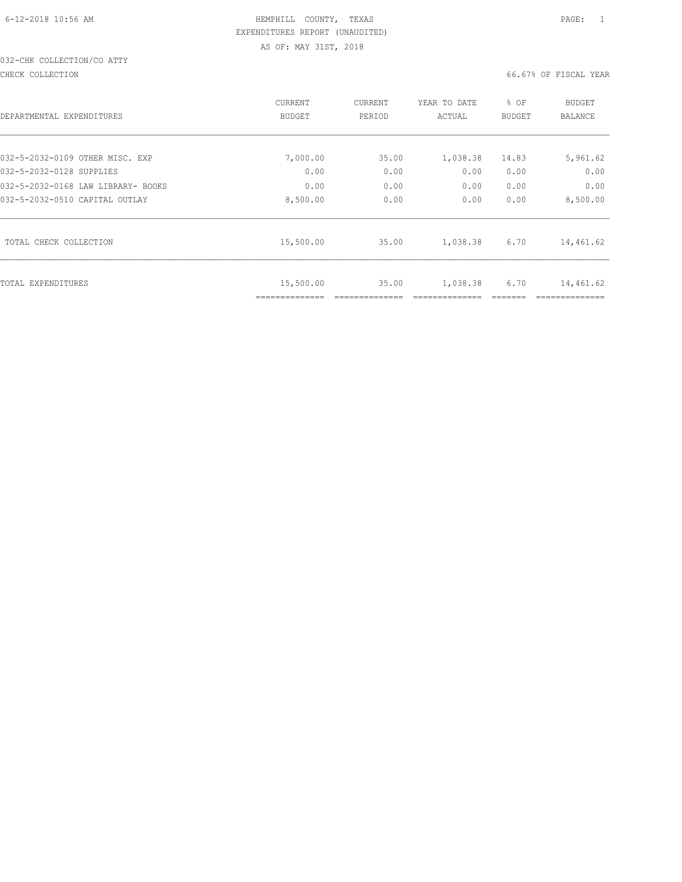HEMPHILL COUNTY, TEXAS
EXPENDITURES REPORT (UNAUDITED)
AS OF: MAY 31ST, 2018

032-CHK COLLECTION/CO ATTY

CHECK COLLECTION — 66.67% OF FISCAL YEAR

| DEPARTMENTAL EXPENDITURES | CURRENT BUDGET | CURRENT PERIOD | YEAR TO DATE ACTUAL | % OF BUDGET | BUDGET BALANCE |
|---|---|---|---|---|---|
| 032-5-2032-0109 OTHER MISC. EXP | 7,000.00 | 35.00 | 1,038.38 | 14.83 | 5,961.62 |
| 032-5-2032-0128 SUPPLIES | 0.00 | 0.00 | 0.00 | 0.00 | 0.00 |
| 032-5-2032-0168 LAW LIBRARY- BOOKS | 0.00 | 0.00 | 0.00 | 0.00 | 0.00 |
| 032-5-2032-0510 CAPITAL OUTLAY | 8,500.00 | 0.00 | 0.00 | 0.00 | 8,500.00 |
| TOTAL CHECK COLLECTION | 15,500.00 | 35.00 | 1,038.38 | 6.70 | 14,461.62 |
| TOTAL EXPENDITURES | 15,500.00 | 35.00 | 1,038.38 | 6.70 | 14,461.62 |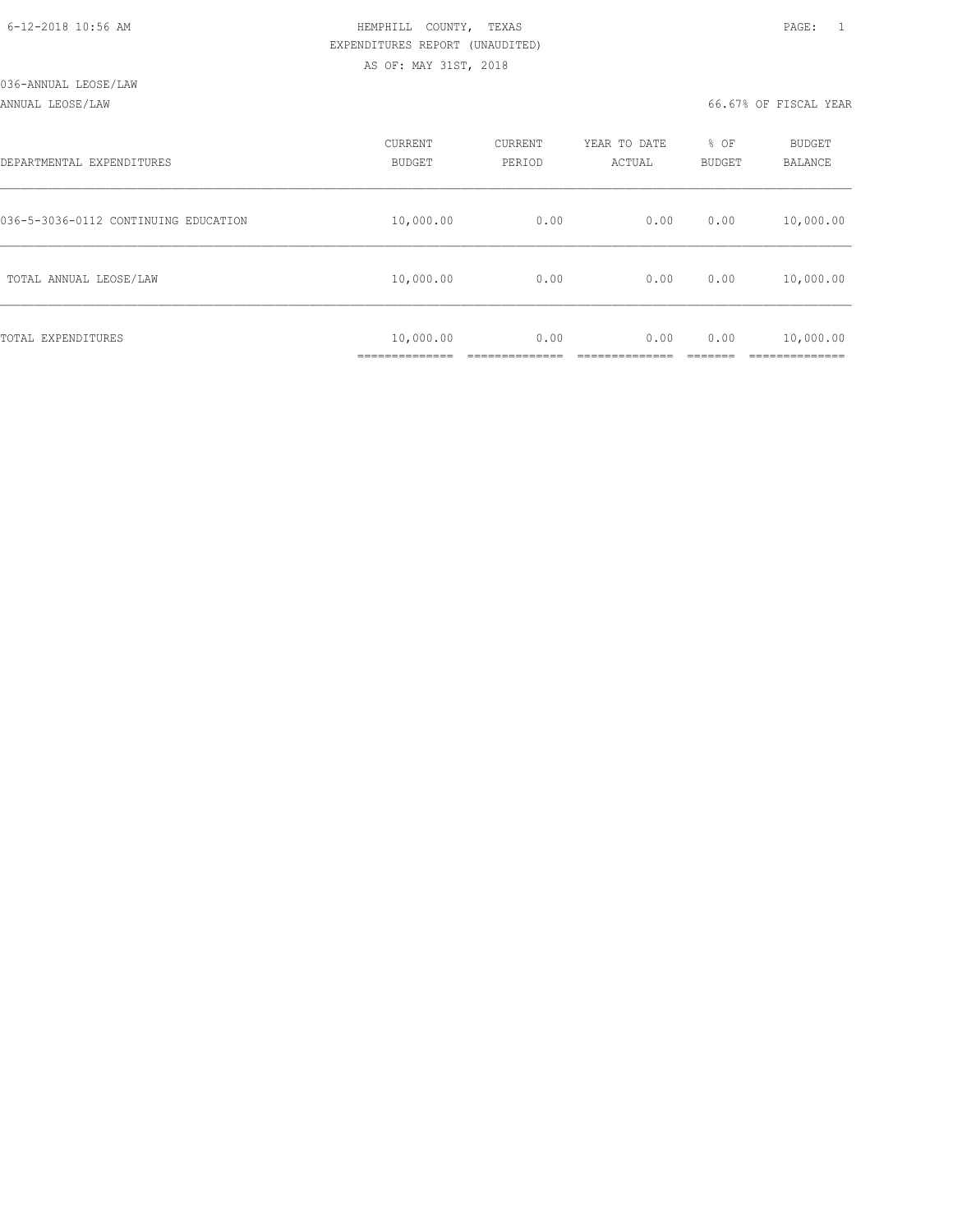6-12-2018 10:56 AM

HEMPHILL COUNTY, TEXAS
EXPENDITURES REPORT (UNAUDITED)
AS OF: MAY 31ST, 2018

036-ANNUAL LEOSE/LAW
ANNUAL LEOSE/LAW

66.67% OF FISCAL YEAR

| DEPARTMENTAL EXPENDITURES | CURRENT BUDGET | CURRENT PERIOD | YEAR TO DATE ACTUAL | % OF BUDGET | BUDGET BALANCE |
|---|---|---|---|---|---|
| 036-5-3036-0112 CONTINUING EDUCATION | 10,000.00 | 0.00 | 0.00 | 0.00 | 10,000.00 |
| TOTAL ANNUAL LEOSE/LAW | 10,000.00 | 0.00 | 0.00 | 0.00 | 10,000.00 |
| TOTAL EXPENDITURES | 10,000.00 | 0.00 | 0.00 | 0.00 | 10,000.00 |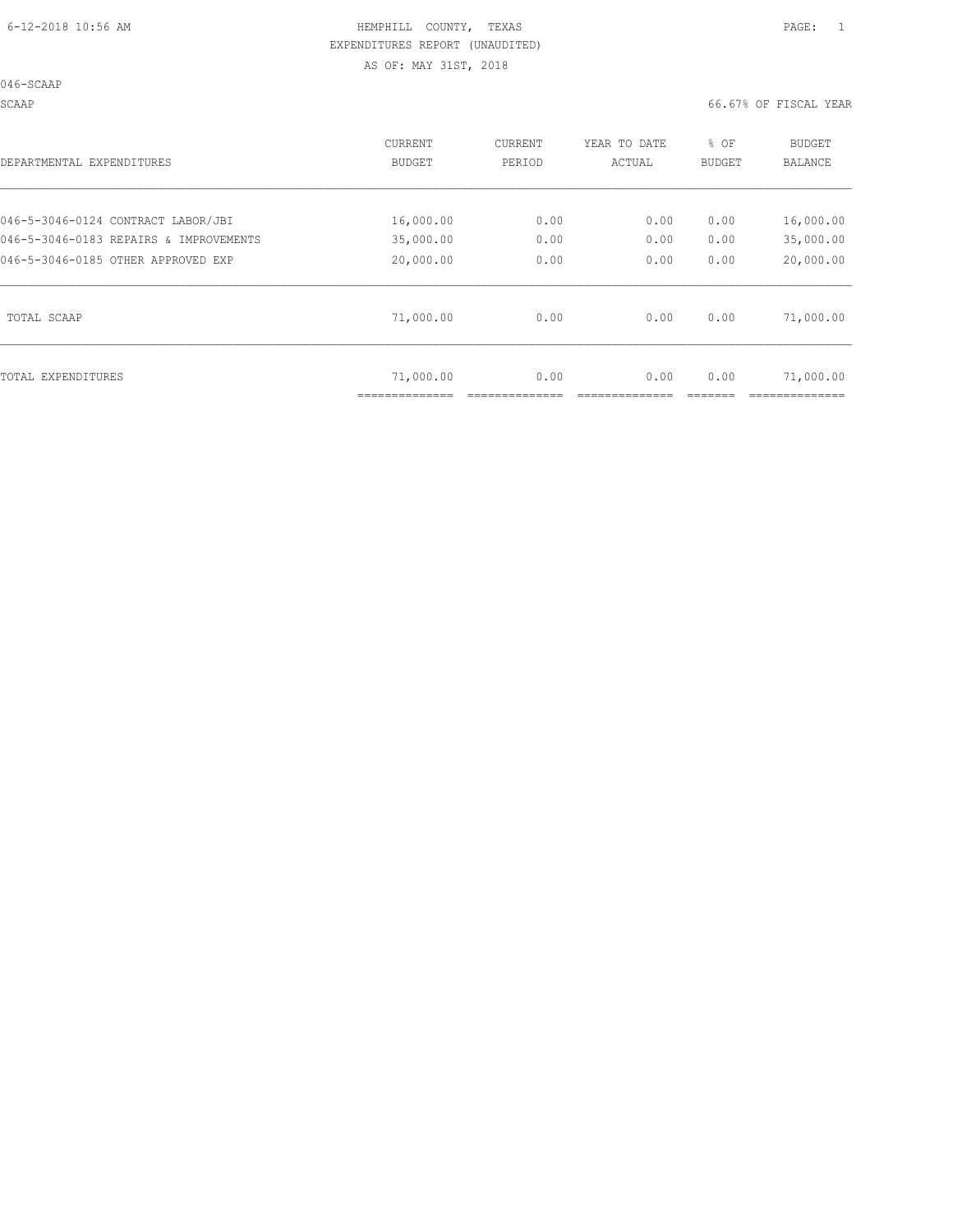HEMPHILL COUNTY, TEXAS
EXPENDITURES REPORT (UNAUDITED)
AS OF: MAY 31ST, 2018

046-SCAAP

SCAAP — 66.67% OF FISCAL YEAR

| DEPARTMENTAL EXPENDITURES | CURRENT BUDGET | CURRENT PERIOD | YEAR TO DATE ACTUAL | % OF BUDGET | BUDGET BALANCE |
|---|---|---|---|---|---|
| 046-5-3046-0124 CONTRACT LABOR/JBI | 16,000.00 | 0.00 | 0.00 | 0.00 | 16,000.00 |
| 046-5-3046-0183 REPAIRS & IMPROVEMENTS | 35,000.00 | 0.00 | 0.00 | 0.00 | 35,000.00 |
| 046-5-3046-0185 OTHER APPROVED EXP | 20,000.00 | 0.00 | 0.00 | 0.00 | 20,000.00 |
| TOTAL SCAAP | 71,000.00 | 0.00 | 0.00 | 0.00 | 71,000.00 |
| TOTAL EXPENDITURES | 71,000.00 | 0.00 | 0.00 | 0.00 | 71,000.00 |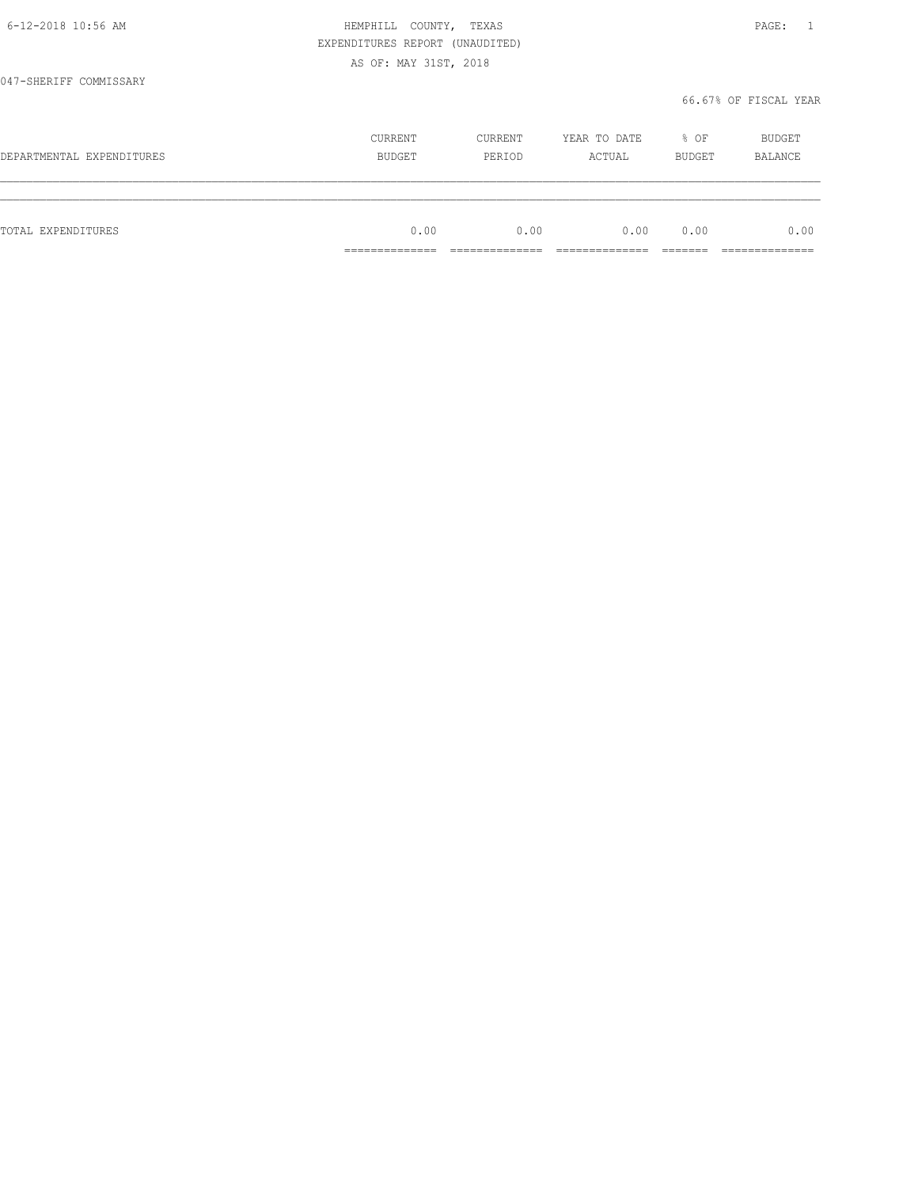HEMPHILL COUNTY, TEXAS
EXPENDITURES REPORT (UNAUDITED)
AS OF: MAY 31ST, 2018

047-SHERIFF COMMISSARY

66.67% OF FISCAL YEAR

| DEPARTMENTAL EXPENDITURES | CURRENT BUDGET | CURRENT PERIOD | YEAR TO DATE ACTUAL | % OF BUDGET | BUDGET BALANCE |
|---|---|---|---|---|---|
| TOTAL EXPENDITURES | 0.00 | 0.00 | 0.00 | 0.00 | 0.00 |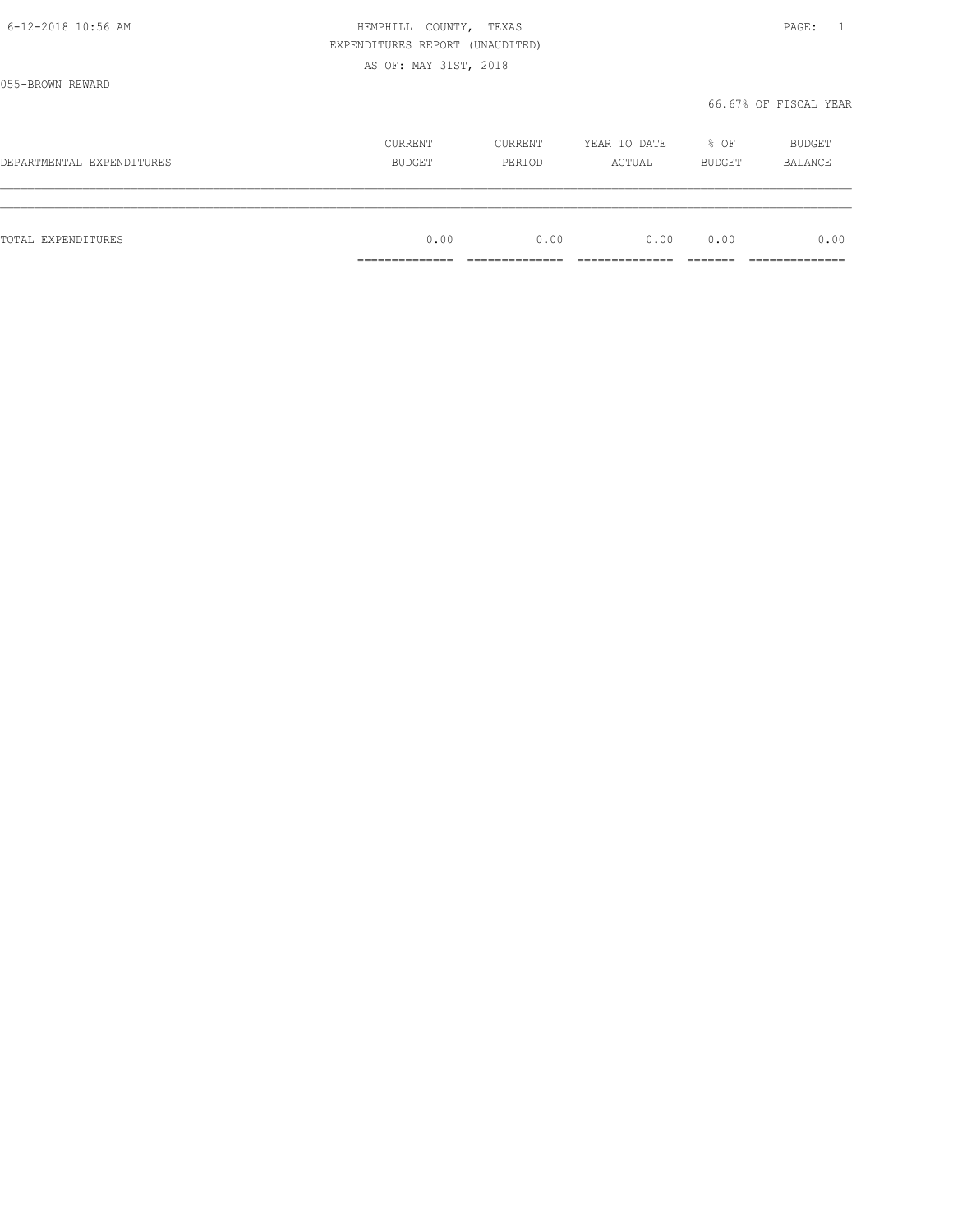055-BROWN REWARD

66.67% OF FISCAL YEAR

| DEPARTMENTAL EXPENDITURES | CURRENT BUDGET | CURRENT PERIOD | YEAR TO DATE ACTUAL | % OF BUDGET | BUDGET BALANCE |
|---|---|---|---|---|---|
| TOTAL EXPENDITURES | 0.00 | 0.00 | 0.00 | 0.00 | 0.00 |